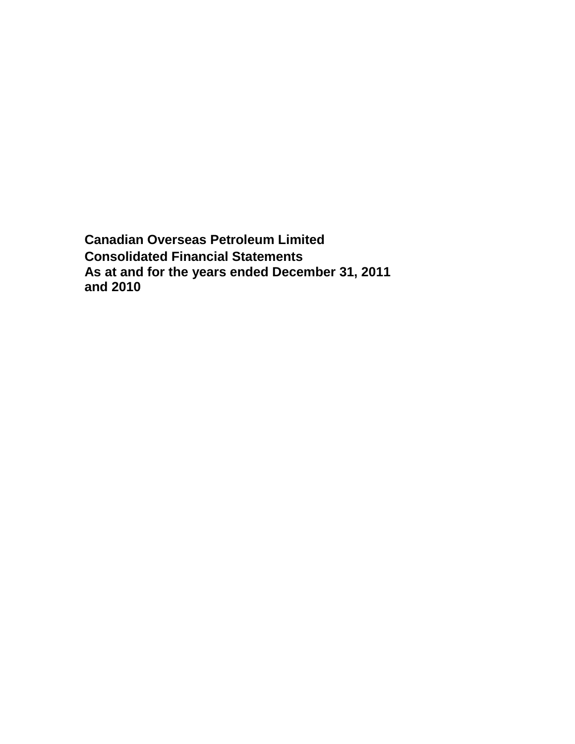# Canadian Overseas Petroleum Limited

## Consolidated Financial Statements

## As at and for the years ended December 31, 2011 and 2010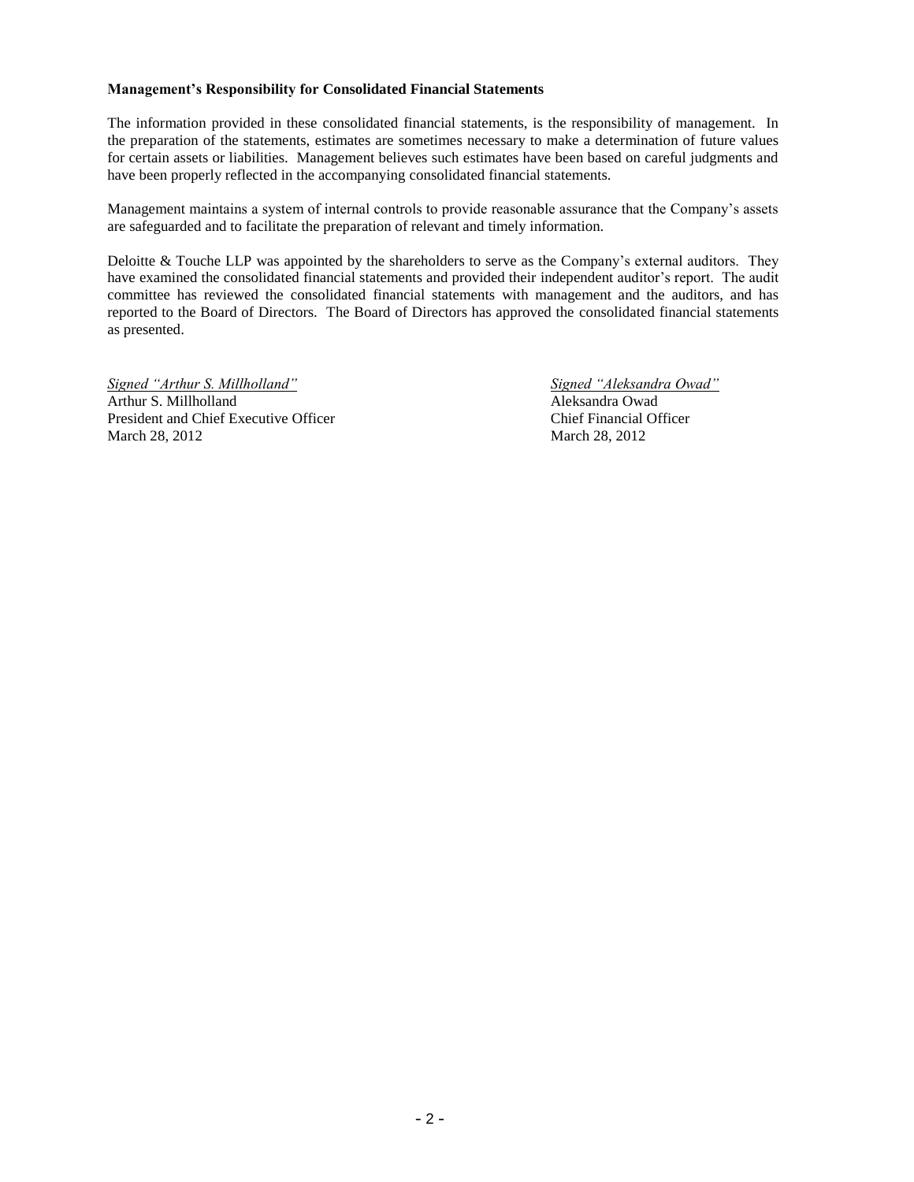**Management's Responsibility for Consolidated Financial Statements**

The information provided in these consolidated financial statements, is the responsibility of management. In the preparation of the statements, estimates are sometimes necessary to make a determination of future values for certain assets or liabilities. Management believes such estimates have been based on careful judgments and have been properly reflected in the accompanying consolidated financial statements.

Management maintains a system of internal controls to provide reasonable assurance that the Company's assets are safeguarded and to facilitate the preparation of relevant and timely information.

Deloitte & Touche LLP was appointed by the shareholders to serve as the Company's external auditors. They have examined the consolidated financial statements and provided their independent auditor's report. The audit committee has reviewed the consolidated financial statements with management and the auditors, and has reported to the Board of Directors. The Board of Directors has approved the consolidated financial statements as presented.

*Signed "Arthur S. Millholland"*
Arthur S. Millholland
President and Chief Executive Officer
March 28, 2012

*Signed "Aleksandra Owad"*
Aleksandra Owad
Chief Financial Officer
March 28, 2012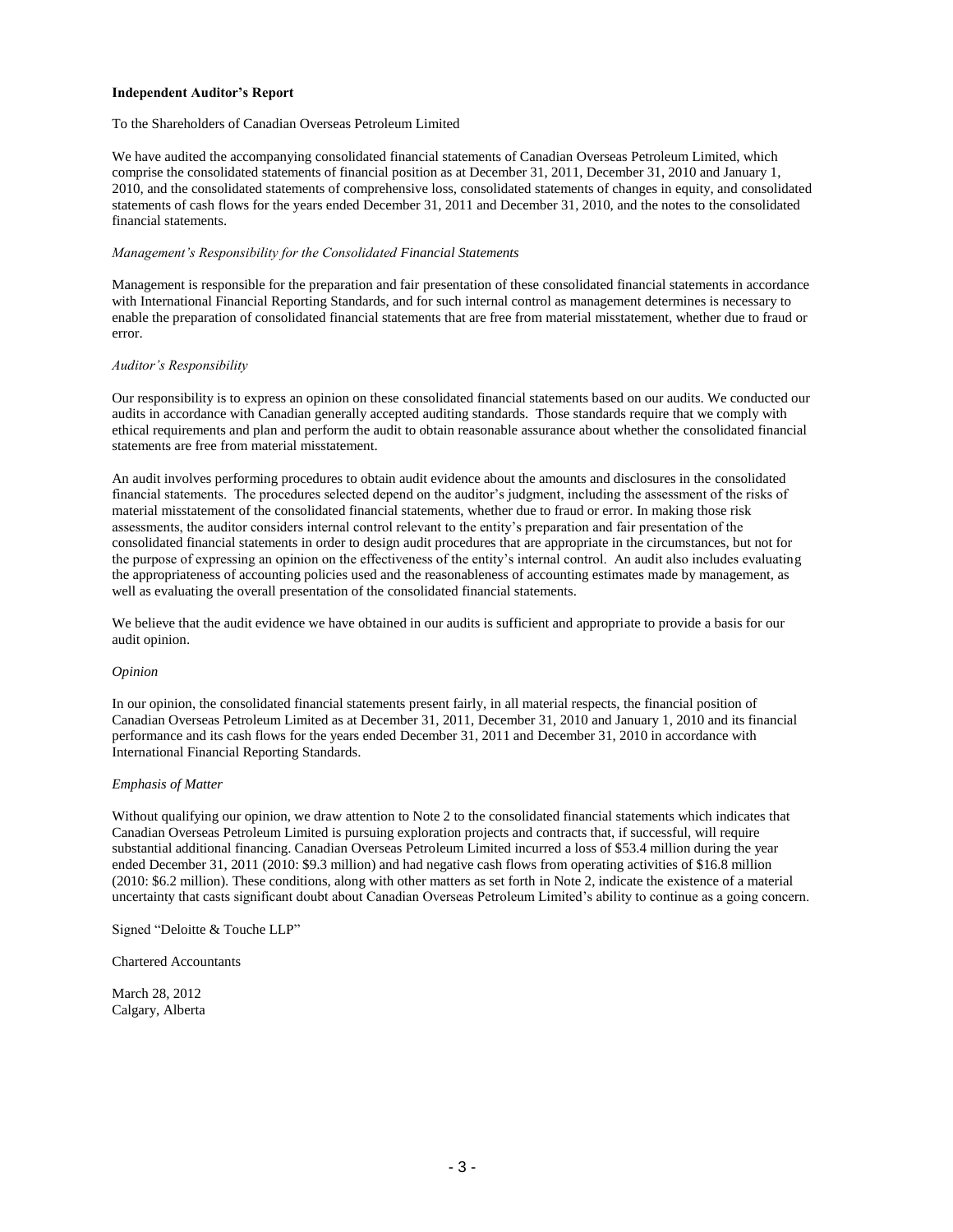**Independent Auditor's Report**

To the Shareholders of Canadian Overseas Petroleum Limited

We have audited the accompanying consolidated financial statements of Canadian Overseas Petroleum Limited, which comprise the consolidated statements of financial position as at December 31, 2011, December 31, 2010 and January 1, 2010, and the consolidated statements of comprehensive loss, consolidated statements of changes in equity, and consolidated statements of cash flows for the years ended December 31, 2011 and December 31, 2010, and the notes to the consolidated financial statements.

*Management's Responsibility for the Consolidated Financial Statements*

Management is responsible for the preparation and fair presentation of these consolidated financial statements in accordance with International Financial Reporting Standards, and for such internal control as management determines is necessary to enable the preparation of consolidated financial statements that are free from material misstatement, whether due to fraud or error.

*Auditor's Responsibility*

Our responsibility is to express an opinion on these consolidated financial statements based on our audits. We conducted our audits in accordance with Canadian generally accepted auditing standards. Those standards require that we comply with ethical requirements and plan and perform the audit to obtain reasonable assurance about whether the consolidated financial statements are free from material misstatement.

An audit involves performing procedures to obtain audit evidence about the amounts and disclosures in the consolidated financial statements. The procedures selected depend on the auditor's judgment, including the assessment of the risks of material misstatement of the consolidated financial statements, whether due to fraud or error. In making those risk assessments, the auditor considers internal control relevant to the entity's preparation and fair presentation of the consolidated financial statements in order to design audit procedures that are appropriate in the circumstances, but not for the purpose of expressing an opinion on the effectiveness of the entity's internal control. An audit also includes evaluating the appropriateness of accounting policies used and the reasonableness of accounting estimates made by management, as well as evaluating the overall presentation of the consolidated financial statements.

We believe that the audit evidence we have obtained in our audits is sufficient and appropriate to provide a basis for our audit opinion.

*Opinion*

In our opinion, the consolidated financial statements present fairly, in all material respects, the financial position of Canadian Overseas Petroleum Limited as at December 31, 2011, December 31, 2010 and January 1, 2010 and its financial performance and its cash flows for the years ended December 31, 2011 and December 31, 2010 in accordance with International Financial Reporting Standards.

*Emphasis of Matter*

Without qualifying our opinion, we draw attention to Note 2 to the consolidated financial statements which indicates that Canadian Overseas Petroleum Limited is pursuing exploration projects and contracts that, if successful, will require substantial additional financing. Canadian Overseas Petroleum Limited incurred a loss of $53.4 million during the year ended December 31, 2011 (2010: $9.3 million) and had negative cash flows from operating activities of $16.8 million (2010: $6.2 million). These conditions, along with other matters as set forth in Note 2, indicate the existence of a material uncertainty that casts significant doubt about Canadian Overseas Petroleum Limited's ability to continue as a going concern.

Signed "Deloitte & Touche LLP"

Chartered Accountants

March 28, 2012
Calgary, Alberta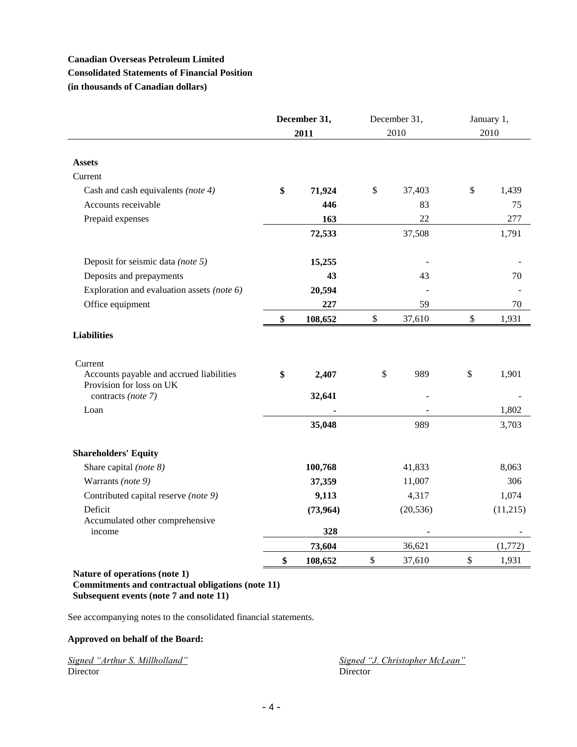**Canadian Overseas Petroleum Limited**

**Consolidated Statements of Financial Position**

**(in thousands of Canadian dollars)**

| | **December 31, 2011** | December 31, 2010 | January 1, 2010 |
|---|---|---|---|
| **Assets** | | | |
| Current | | | |
| Cash and cash equivalents *(note 4)* | **$ 71,924** | $ 37,403 | $ 1,439 |
| Accounts receivable | **446** | 83 | 75 |
| Prepaid expenses | **163** | 22 | 277 |
| | **72,533** | 37,508 | 1,791 |
| Deposit for seismic data *(note 5)* | **15,255** | - | - |
| Deposits and prepayments | **43** | 43 | 70 |
| Exploration and evaluation assets *(note 6)* | **20,594** | - | - |
| Office equipment | **227** | 59 | 70 |
| | **$ 108,652** | $ 37,610 | $ 1,931 |
| **Liabilities** | | | |
| Current | | | |
| Accounts payable and accrued liabilities | **$ 2,407** | $ 989 | $ 1,901 |
| Provision for loss on UK contracts *(note 7)* | **32,641** | - | - |
| Loan | **-** | - | 1,802 |
| | **35,048** | 989 | 3,703 |
| **Shareholders' Equity** | | | |
| Share capital *(note 8)* | **100,768** | 41,833 | 8,063 |
| Warrants *(note 9)* | **37,359** | 11,007 | 306 |
| Contributed capital reserve *(note 9)* | **9,113** | 4,317 | 1,074 |
| Deficit | **(73,964)** | (20,536) | (11,215) |
| Accumulated other comprehensive income | **328** | - | - |
| | **73,604** | 36,621 | (1,772) |
| | **$ 108,652** | $ 37,610 | $ 1,931 |

**Nature of operations (note 1)**
**Commitments and contractual obligations (note 11)**
**Subsequent events (note 7 and note 11)**

See accompanying notes to the consolidated financial statements.

**Approved on behalf of the Board:**

*Signed "Arthur S. Millholland"*
Director

*Signed "J. Christopher McLean"*
Director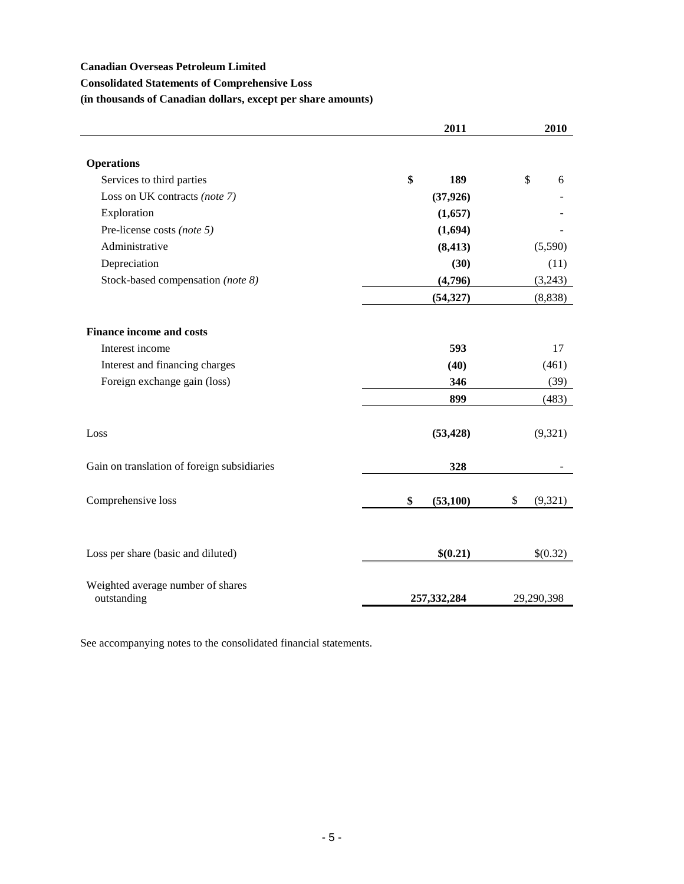**Canadian Overseas Petroleum Limited**

**Consolidated Statements of Comprehensive Loss**

**(in thousands of Canadian dollars, except per share amounts)**

| | 2011 | 2010 |
|---|---|---|
| **Operations** | | |
| Services to third parties | **$ 189** | $ 6 |
| Loss on UK contracts *(note 7)* | **(37,926)** | - |
| Exploration | **(1,657)** | - |
| Pre-license costs *(note 5)* | **(1,694)** | - |
| Administrative | **(8,413)** | (5,590) |
| Depreciation | **(30)** | (11) |
| Stock-based compensation *(note 8)* | **(4,796)** | (3,243) |
| | **(54,327)** | (8,838) |
| **Finance income and costs** | | |
| Interest income | **593** | 17 |
| Interest and financing charges | **(40)** | (461) |
| Foreign exchange gain (loss) | **346** | (39) |
| | **899** | (483) |
| Loss | **(53,428)** | (9,321) |
| Gain on translation of foreign subsidiaries | **328** | - |
| Comprehensive loss | **$ (53,100)** | $ (9,321) |
| Loss per share (basic and diluted) | **$(0.21)** | $(0.32) |
| Weighted average number of shares outstanding | **257,332,284** | 29,290,398 |

See accompanying notes to the consolidated financial statements.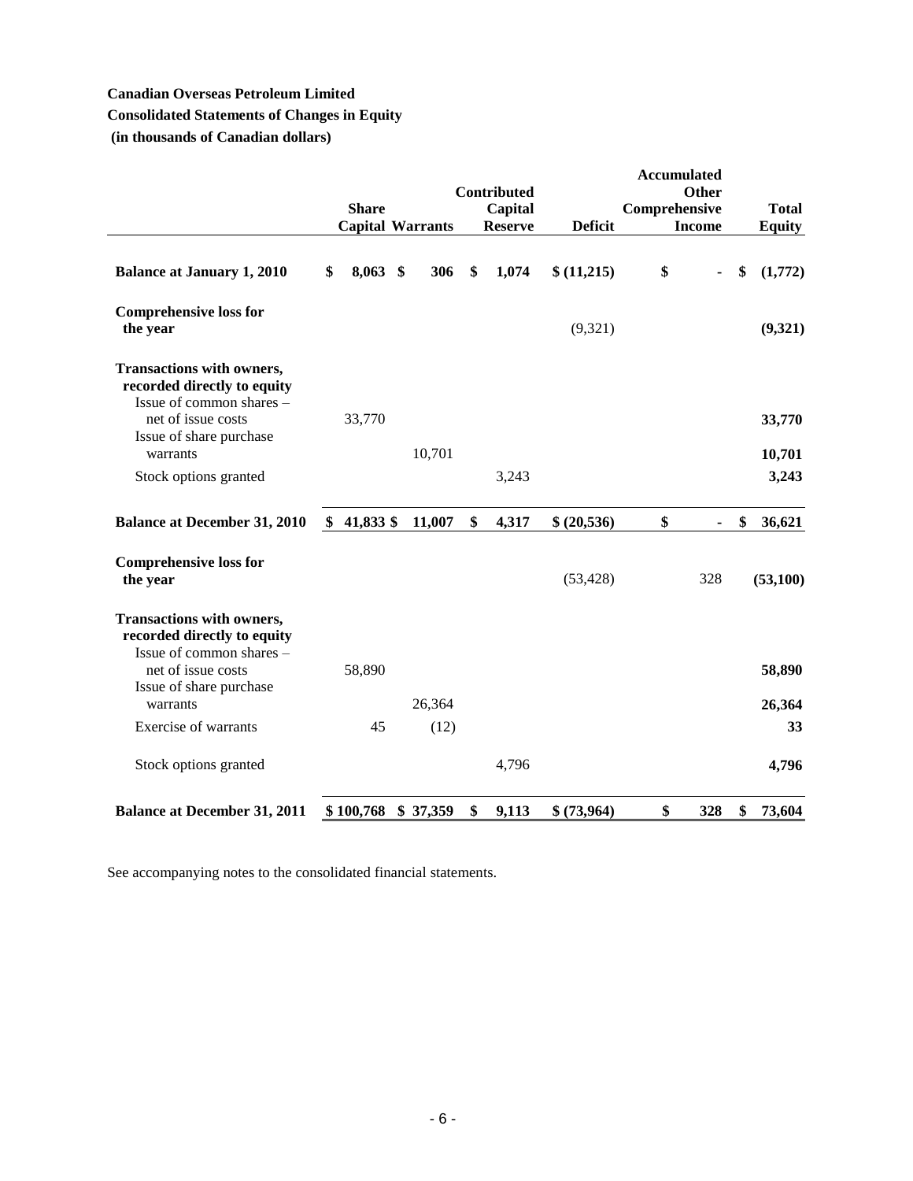**Canadian Overseas Petroleum Limited**

**Consolidated Statements of Changes in Equity**

**(in thousands of Canadian dollars)**

| | Share Capital | Warrants | Contributed Capital Reserve | Deficit | Accumulated Other Comprehensive Income | Total Equity |
|---|---|---|---|---|---|---|
| **Balance at January 1, 2010** | **$ 8,063** | **$ 306** | **$ 1,074** | **$ (11,215)** | **$ -** | **$ (1,772)** |
| **Comprehensive loss for the year** | | | | (9,321) | | **(9,321)** |
| **Transactions with owners, recorded directly to equity** | | | | | | |
| Issue of common shares – net of issue costs | 33,770 | | | | | **33,770** |
| Issue of share purchase warrants | | 10,701 | | | | **10,701** |
| Stock options granted | | | 3,243 | | | **3,243** |
| **Balance at December 31, 2010** | **$ 41,833** | **$ 11,007** | **$ 4,317** | **$ (20,536)** | **$ -** | **$ 36,621** |
| **Comprehensive loss for the year** | | | | (53,428) | 328 | **(53,100)** |
| **Transactions with owners, recorded directly to equity** | | | | | | |
| Issue of common shares – net of issue costs | 58,890 | | | | | **58,890** |
| Issue of share purchase warrants | | 26,364 | | | | **26,364** |
| Exercise of warrants | 45 | (12) | | | | **33** |
| Stock options granted | | | 4,796 | | | **4,796** |
| **Balance at December 31, 2011** | **$ 100,768** | **$ 37,359** | **$ 9,113** | **$ (73,964)** | **$ 328** | **$ 73,604** |

See accompanying notes to the consolidated financial statements.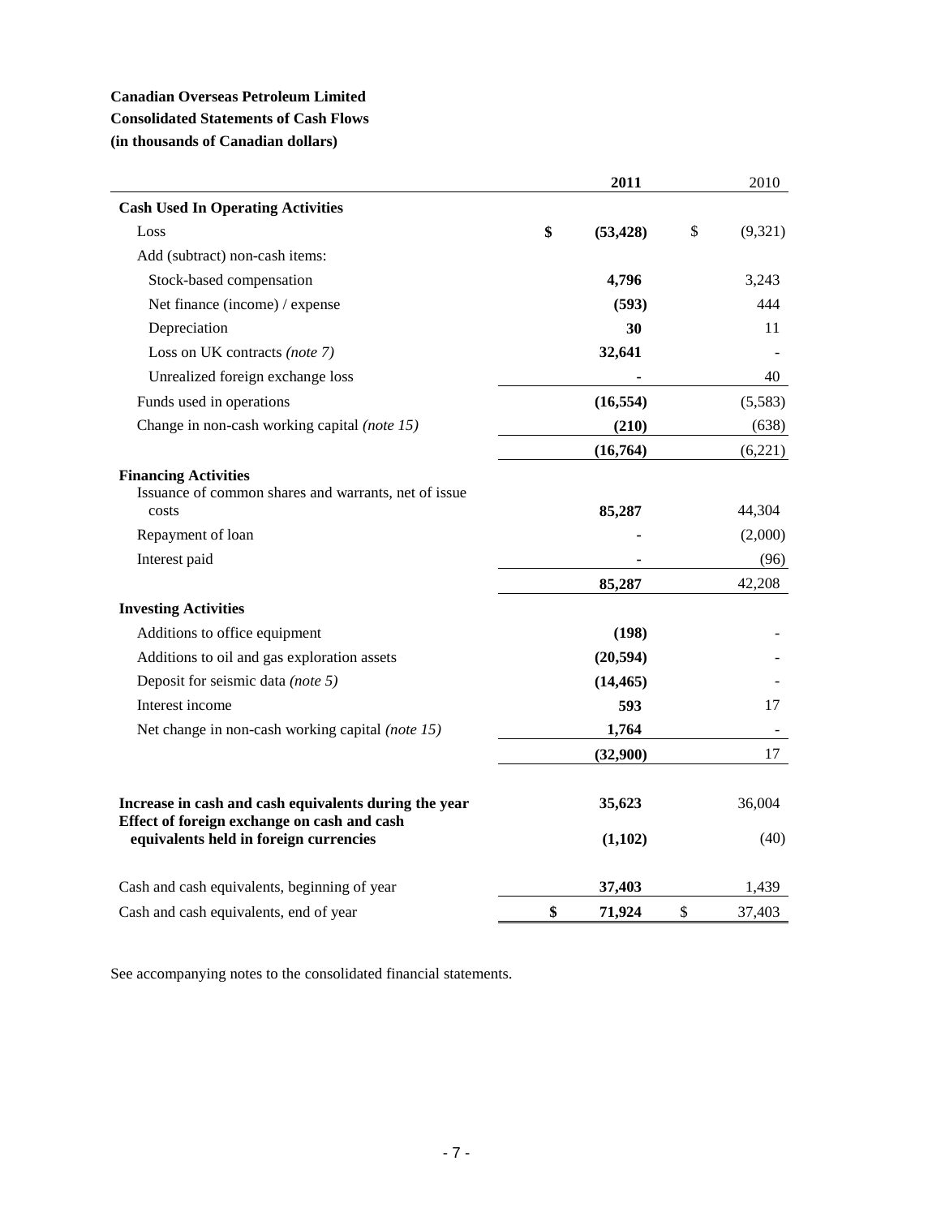**Canadian Overseas Petroleum Limited**
**Consolidated Statements of Cash Flows**
**(in thousands of Canadian dollars)**

| | 2011 | 2010 |
|---|---|---|
| **Cash Used In Operating Activities** | | |
| Loss | $ (53,428) | $ (9,321) |
| Add (subtract) non-cash items: | | |
| Stock-based compensation | 4,796 | 3,243 |
| Net finance (income) / expense | (593) | 444 |
| Depreciation | 30 | 11 |
| Loss on UK contracts *(note 7)* | 32,641 | - |
| Unrealized foreign exchange loss | - | 40 |
| Funds used in operations | (16,554) | (5,583) |
| Change in non-cash working capital *(note 15)* | (210) | (638) |
| | (16,764) | (6,221) |
| **Financing Activities** | | |
| Issuance of common shares and warrants, net of issue costs | 85,287 | 44,304 |
| Repayment of loan | - | (2,000) |
| Interest paid | - | (96) |
| | 85,287 | 42,208 |
| **Investing Activities** | | |
| Additions to office equipment | (198) | - |
| Additions to oil and gas exploration assets | (20,594) | - |
| Deposit for seismic data *(note 5)* | (14,465) | - |
| Interest income | 593 | 17 |
| Net change in non-cash working capital *(note 15)* | 1,764 | - |
| | (32,900) | 17 |
| **Increase in cash and cash equivalents during the year** | 35,623 | 36,004 |
| **Effect of foreign exchange on cash and cash equivalents held in foreign currencies** | (1,102) | (40) |
| Cash and cash equivalents, beginning of year | 37,403 | 1,439 |
| Cash and cash equivalents, end of year | $ 71,924 | $ 37,403 |

See accompanying notes to the consolidated financial statements.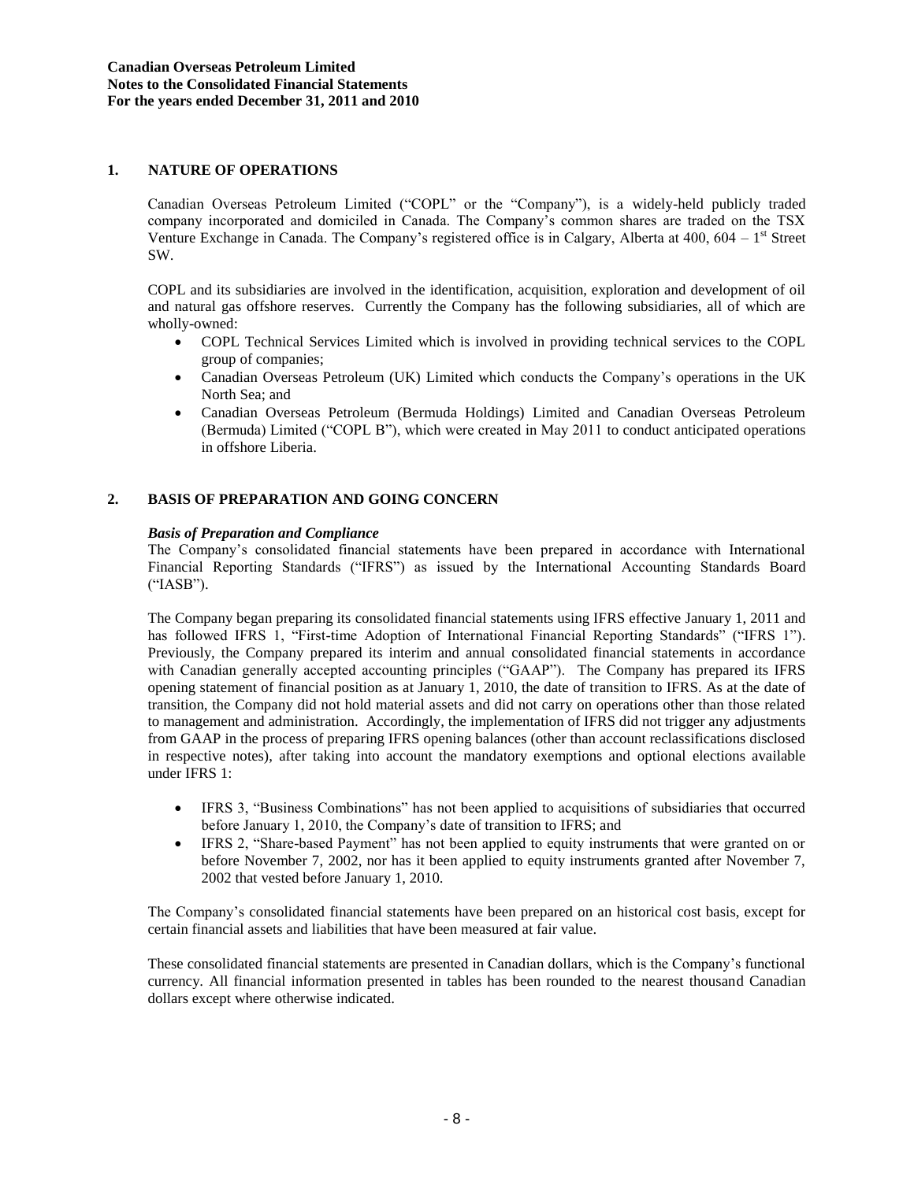## 1. NATURE OF OPERATIONS

Canadian Overseas Petroleum Limited ("COPL" or the "Company"), is a widely-held publicly traded company incorporated and domiciled in Canada. The Company's common shares are traded on the TSX Venture Exchange in Canada. The Company's registered office is in Calgary, Alberta at 400, 604 – 1st Street SW.

COPL and its subsidiaries are involved in the identification, acquisition, exploration and development of oil and natural gas offshore reserves. Currently the Company has the following subsidiaries, all of which are wholly-owned:

- COPL Technical Services Limited which is involved in providing technical services to the COPL group of companies;
- Canadian Overseas Petroleum (UK) Limited which conducts the Company's operations in the UK North Sea; and
- Canadian Overseas Petroleum (Bermuda Holdings) Limited and Canadian Overseas Petroleum (Bermuda) Limited ("COPL B"), which were created in May 2011 to conduct anticipated operations in offshore Liberia.

## 2. BASIS OF PREPARATION AND GOING CONCERN

***Basis of Preparation and Compliance***

The Company's consolidated financial statements have been prepared in accordance with International Financial Reporting Standards ("IFRS") as issued by the International Accounting Standards Board ("IASB").

The Company began preparing its consolidated financial statements using IFRS effective January 1, 2011 and has followed IFRS 1, "First-time Adoption of International Financial Reporting Standards" ("IFRS 1"). Previously, the Company prepared its interim and annual consolidated financial statements in accordance with Canadian generally accepted accounting principles ("GAAP"). The Company has prepared its IFRS opening statement of financial position as at January 1, 2010, the date of transition to IFRS. As at the date of transition, the Company did not hold material assets and did not carry on operations other than those related to management and administration. Accordingly, the implementation of IFRS did not trigger any adjustments from GAAP in the process of preparing IFRS opening balances (other than account reclassifications disclosed in respective notes), after taking into account the mandatory exemptions and optional elections available under IFRS 1:

- IFRS 3, "Business Combinations" has not been applied to acquisitions of subsidiaries that occurred before January 1, 2010, the Company's date of transition to IFRS; and
- IFRS 2, "Share-based Payment" has not been applied to equity instruments that were granted on or before November 7, 2002, nor has it been applied to equity instruments granted after November 7, 2002 that vested before January 1, 2010.

The Company's consolidated financial statements have been prepared on an historical cost basis, except for certain financial assets and liabilities that have been measured at fair value.

These consolidated financial statements are presented in Canadian dollars, which is the Company's functional currency. All financial information presented in tables has been rounded to the nearest thousand Canadian dollars except where otherwise indicated.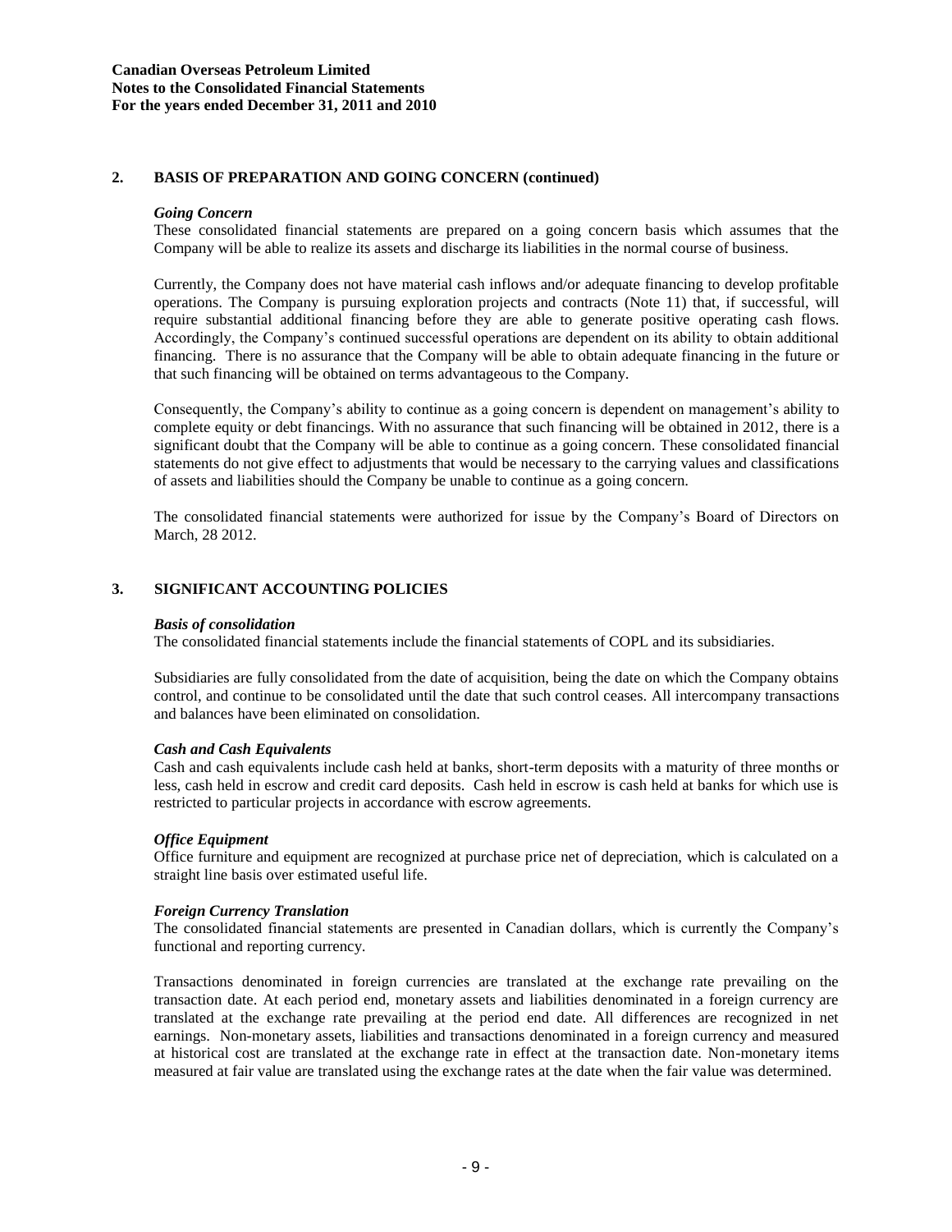## 2. BASIS OF PREPARATION AND GOING CONCERN (continued)

### *Going Concern*

These consolidated financial statements are prepared on a going concern basis which assumes that the Company will be able to realize its assets and discharge its liabilities in the normal course of business.

Currently, the Company does not have material cash inflows and/or adequate financing to develop profitable operations. The Company is pursuing exploration projects and contracts (Note 11) that, if successful, will require substantial additional financing before they are able to generate positive operating cash flows. Accordingly, the Company's continued successful operations are dependent on its ability to obtain additional financing. There is no assurance that the Company will be able to obtain adequate financing in the future or that such financing will be obtained on terms advantageous to the Company.

Consequently, the Company's ability to continue as a going concern is dependent on management's ability to complete equity or debt financings. With no assurance that such financing will be obtained in 2012, there is a significant doubt that the Company will be able to continue as a going concern. These consolidated financial statements do not give effect to adjustments that would be necessary to the carrying values and classifications of assets and liabilities should the Company be unable to continue as a going concern.

The consolidated financial statements were authorized for issue by the Company's Board of Directors on March, 28 2012.

## 3. SIGNIFICANT ACCOUNTING POLICIES

### *Basis of consolidation*

The consolidated financial statements include the financial statements of COPL and its subsidiaries.

Subsidiaries are fully consolidated from the date of acquisition, being the date on which the Company obtains control, and continue to be consolidated until the date that such control ceases. All intercompany transactions and balances have been eliminated on consolidation.

### *Cash and Cash Equivalents*

Cash and cash equivalents include cash held at banks, short-term deposits with a maturity of three months or less, cash held in escrow and credit card deposits. Cash held in escrow is cash held at banks for which use is restricted to particular projects in accordance with escrow agreements.

### *Office Equipment*

Office furniture and equipment are recognized at purchase price net of depreciation, which is calculated on a straight line basis over estimated useful life.

### *Foreign Currency Translation*

The consolidated financial statements are presented in Canadian dollars, which is currently the Company's functional and reporting currency.

Transactions denominated in foreign currencies are translated at the exchange rate prevailing on the transaction date. At each period end, monetary assets and liabilities denominated in a foreign currency are translated at the exchange rate prevailing at the period end date. All differences are recognized in net earnings. Non-monetary assets, liabilities and transactions denominated in a foreign currency and measured at historical cost are translated at the exchange rate in effect at the transaction date. Non-monetary items measured at fair value are translated using the exchange rates at the date when the fair value was determined.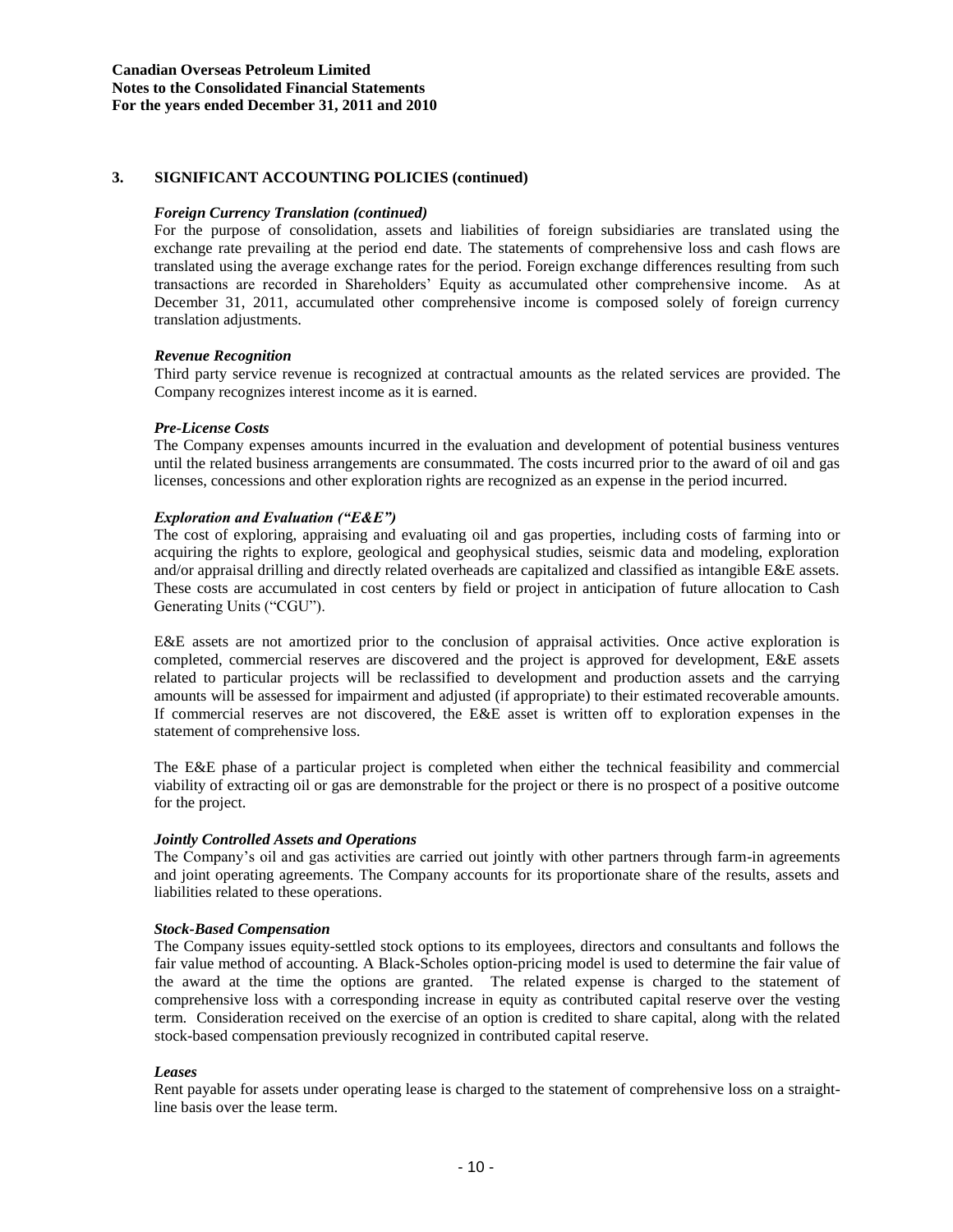## 3. SIGNIFICANT ACCOUNTING POLICIES (continued)

### *Foreign Currency Translation (continued)*

For the purpose of consolidation, assets and liabilities of foreign subsidiaries are translated using the exchange rate prevailing at the period end date. The statements of comprehensive loss and cash flows are translated using the average exchange rates for the period. Foreign exchange differences resulting from such transactions are recorded in Shareholders' Equity as accumulated other comprehensive income. As at December 31, 2011, accumulated other comprehensive income is composed solely of foreign currency translation adjustments.

### *Revenue Recognition*

Third party service revenue is recognized at contractual amounts as the related services are provided. The Company recognizes interest income as it is earned.

### *Pre-License Costs*

The Company expenses amounts incurred in the evaluation and development of potential business ventures until the related business arrangements are consummated. The costs incurred prior to the award of oil and gas licenses, concessions and other exploration rights are recognized as an expense in the period incurred.

### *Exploration and Evaluation ("E&E")*

The cost of exploring, appraising and evaluating oil and gas properties, including costs of farming into or acquiring the rights to explore, geological and geophysical studies, seismic data and modeling, exploration and/or appraisal drilling and directly related overheads are capitalized and classified as intangible E&E assets. These costs are accumulated in cost centers by field or project in anticipation of future allocation to Cash Generating Units ("CGU").

E&E assets are not amortized prior to the conclusion of appraisal activities. Once active exploration is completed, commercial reserves are discovered and the project is approved for development, E&E assets related to particular projects will be reclassified to development and production assets and the carrying amounts will be assessed for impairment and adjusted (if appropriate) to their estimated recoverable amounts. If commercial reserves are not discovered, the E&E asset is written off to exploration expenses in the statement of comprehensive loss.

The E&E phase of a particular project is completed when either the technical feasibility and commercial viability of extracting oil or gas are demonstrable for the project or there is no prospect of a positive outcome for the project.

### *Jointly Controlled Assets and Operations*

The Company's oil and gas activities are carried out jointly with other partners through farm-in agreements and joint operating agreements. The Company accounts for its proportionate share of the results, assets and liabilities related to these operations.

### *Stock-Based Compensation*

The Company issues equity-settled stock options to its employees, directors and consultants and follows the fair value method of accounting. A Black-Scholes option-pricing model is used to determine the fair value of the award at the time the options are granted. The related expense is charged to the statement of comprehensive loss with a corresponding increase in equity as contributed capital reserve over the vesting term. Consideration received on the exercise of an option is credited to share capital, along with the related stock-based compensation previously recognized in contributed capital reserve.

### *Leases*

Rent payable for assets under operating lease is charged to the statement of comprehensive loss on a straight-line basis over the lease term.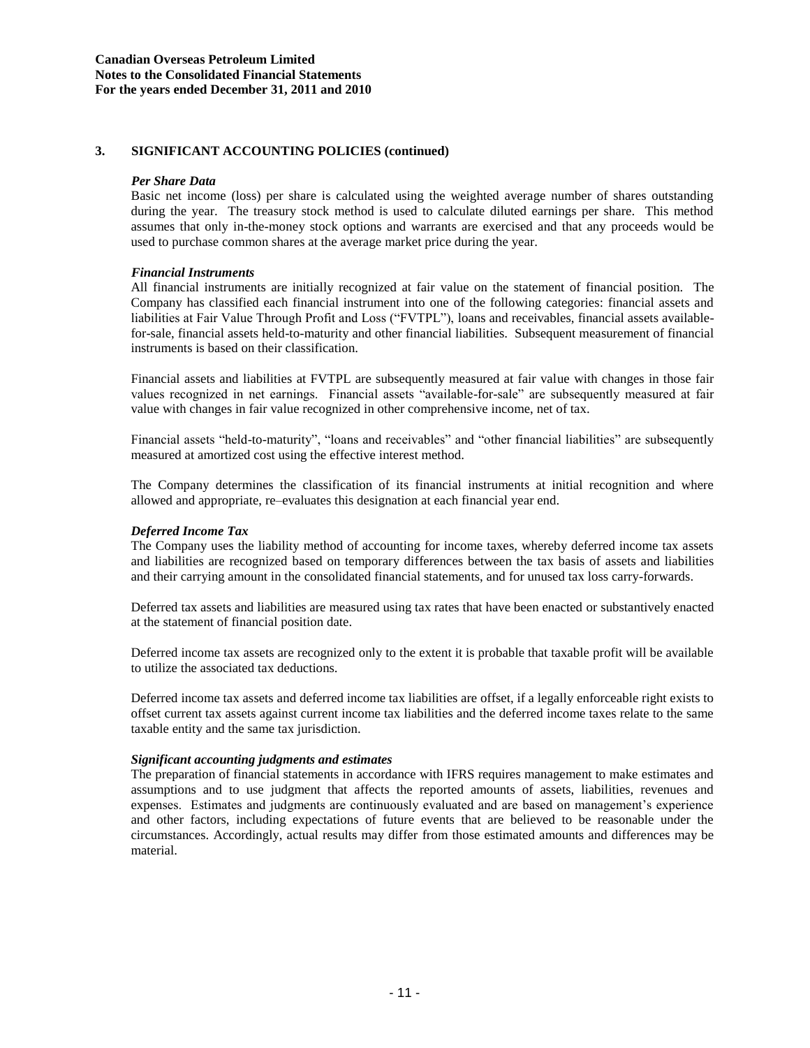## 3. SIGNIFICANT ACCOUNTING POLICIES (continued)

### *Per Share Data*

Basic net income (loss) per share is calculated using the weighted average number of shares outstanding during the year. The treasury stock method is used to calculate diluted earnings per share. This method assumes that only in-the-money stock options and warrants are exercised and that any proceeds would be used to purchase common shares at the average market price during the year.

### *Financial Instruments*

All financial instruments are initially recognized at fair value on the statement of financial position. The Company has classified each financial instrument into one of the following categories: financial assets and liabilities at Fair Value Through Profit and Loss ("FVTPL"), loans and receivables, financial assets available-for-sale, financial assets held-to-maturity and other financial liabilities. Subsequent measurement of financial instruments is based on their classification.

Financial assets and liabilities at FVTPL are subsequently measured at fair value with changes in those fair values recognized in net earnings. Financial assets "available-for-sale" are subsequently measured at fair value with changes in fair value recognized in other comprehensive income, net of tax.

Financial assets "held-to-maturity", "loans and receivables" and "other financial liabilities" are subsequently measured at amortized cost using the effective interest method.

The Company determines the classification of its financial instruments at initial recognition and where allowed and appropriate, re–evaluates this designation at each financial year end.

### *Deferred Income Tax*

The Company uses the liability method of accounting for income taxes, whereby deferred income tax assets and liabilities are recognized based on temporary differences between the tax basis of assets and liabilities and their carrying amount in the consolidated financial statements, and for unused tax loss carry-forwards.

Deferred tax assets and liabilities are measured using tax rates that have been enacted or substantively enacted at the statement of financial position date.

Deferred income tax assets are recognized only to the extent it is probable that taxable profit will be available to utilize the associated tax deductions.

Deferred income tax assets and deferred income tax liabilities are offset, if a legally enforceable right exists to offset current tax assets against current income tax liabilities and the deferred income taxes relate to the same taxable entity and the same tax jurisdiction.

### *Significant accounting judgments and estimates*

The preparation of financial statements in accordance with IFRS requires management to make estimates and assumptions and to use judgment that affects the reported amounts of assets, liabilities, revenues and expenses. Estimates and judgments are continuously evaluated and are based on management's experience and other factors, including expectations of future events that are believed to be reasonable under the circumstances. Accordingly, actual results may differ from those estimated amounts and differences may be material.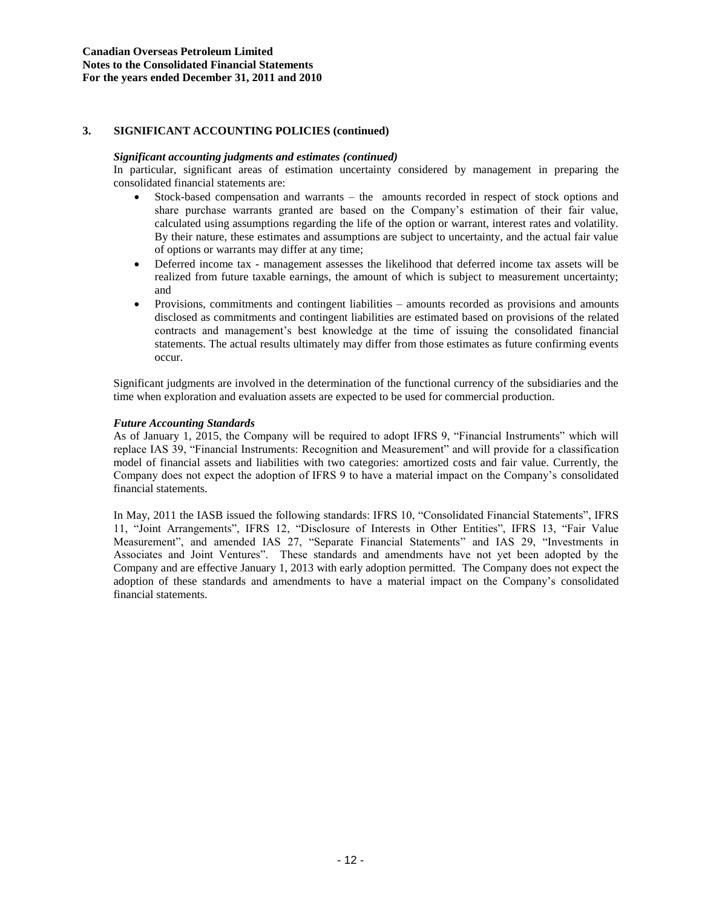## 3. SIGNIFICANT ACCOUNTING POLICIES (continued)

### *Significant accounting judgments and estimates (continued)*

In particular, significant areas of estimation uncertainty considered by management in preparing the consolidated financial statements are:

- Stock-based compensation and warrants – the amounts recorded in respect of stock options and share purchase warrants granted are based on the Company's estimation of their fair value, calculated using assumptions regarding the life of the option or warrant, interest rates and volatility. By their nature, these estimates and assumptions are subject to uncertainty, and the actual fair value of options or warrants may differ at any time;
- Deferred income tax - management assesses the likelihood that deferred income tax assets will be realized from future taxable earnings, the amount of which is subject to measurement uncertainty; and
- Provisions, commitments and contingent liabilities – amounts recorded as provisions and amounts disclosed as commitments and contingent liabilities are estimated based on provisions of the related contracts and management's best knowledge at the time of issuing the consolidated financial statements. The actual results ultimately may differ from those estimates as future confirming events occur.

Significant judgments are involved in the determination of the functional currency of the subsidiaries and the time when exploration and evaluation assets are expected to be used for commercial production.

### *Future Accounting Standards*

As of January 1, 2015, the Company will be required to adopt IFRS 9, "Financial Instruments" which will replace IAS 39, "Financial Instruments: Recognition and Measurement" and will provide for a classification model of financial assets and liabilities with two categories: amortized costs and fair value. Currently, the Company does not expect the adoption of IFRS 9 to have a material impact on the Company's consolidated financial statements.

In May, 2011 the IASB issued the following standards: IFRS 10, "Consolidated Financial Statements", IFRS 11, "Joint Arrangements", IFRS 12, "Disclosure of Interests in Other Entities", IFRS 13, "Fair Value Measurement", and amended IAS 27, "Separate Financial Statements" and IAS 29, "Investments in Associates and Joint Ventures". These standards and amendments have not yet been adopted by the Company and are effective January 1, 2013 with early adoption permitted. The Company does not expect the adoption of these standards and amendments to have a material impact on the Company's consolidated financial statements.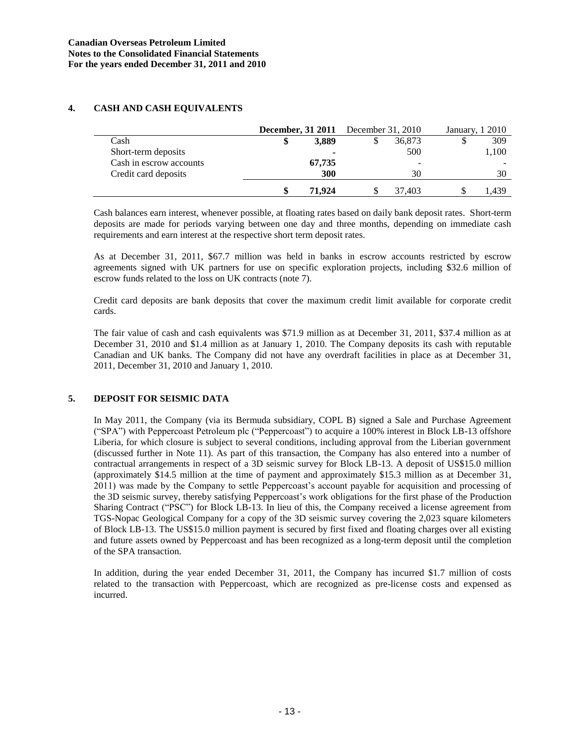## 4. CASH AND CASH EQUIVALENTS

| | **December, 31 2011** | December 31, 2010 | January, 1 2010 |
|---|---|---|---|
| Cash | **$ 3,889** | $ 36,873 | $ 309 |
| Short-term deposits | **-** | 500 | 1,100 |
| Cash in escrow accounts | **67,735** | - | - |
| Credit card deposits | **300** | 30 | 30 |
| | **$ 71,924** | $ 37,403 | $ 1,439 |

Cash balances earn interest, whenever possible, at floating rates based on daily bank deposit rates. Short-term deposits are made for periods varying between one day and three months, depending on immediate cash requirements and earn interest at the respective short term deposit rates.

As at December 31, 2011, $67.7 million was held in banks in escrow accounts restricted by escrow agreements signed with UK partners for use on specific exploration projects, including $32.6 million of escrow funds related to the loss on UK contracts (note 7).

Credit card deposits are bank deposits that cover the maximum credit limit available for corporate credit cards.

The fair value of cash and cash equivalents was $71.9 million as at December 31, 2011, $37.4 million as at December 31, 2010 and $1.4 million as at January 1, 2010. The Company deposits its cash with reputable Canadian and UK banks. The Company did not have any overdraft facilities in place as at December 31, 2011, December 31, 2010 and January 1, 2010.

## 5. DEPOSIT FOR SEISMIC DATA

In May 2011, the Company (via its Bermuda subsidiary, COPL B) signed a Sale and Purchase Agreement ("SPA") with Peppercoast Petroleum plc ("Peppercoast") to acquire a 100% interest in Block LB-13 offshore Liberia, for which closure is subject to several conditions, including approval from the Liberian government (discussed further in Note 11). As part of this transaction, the Company has also entered into a number of contractual arrangements in respect of a 3D seismic survey for Block LB-13. A deposit of US$15.0 million (approximately $14.5 million at the time of payment and approximately $15.3 million as at December 31, 2011) was made by the Company to settle Peppercoast's account payable for acquisition and processing of the 3D seismic survey, thereby satisfying Peppercoast's work obligations for the first phase of the Production Sharing Contract ("PSC") for Block LB-13. In lieu of this, the Company received a license agreement from TGS-Nopac Geological Company for a copy of the 3D seismic survey covering the 2,023 square kilometers of Block LB-13. The US$15.0 million payment is secured by first fixed and floating charges over all existing and future assets owned by Peppercoast and has been recognized as a long-term deposit until the completion of the SPA transaction.

In addition, during the year ended December 31, 2011, the Company has incurred $1.7 million of costs related to the transaction with Peppercoast, which are recognized as pre-license costs and expensed as incurred.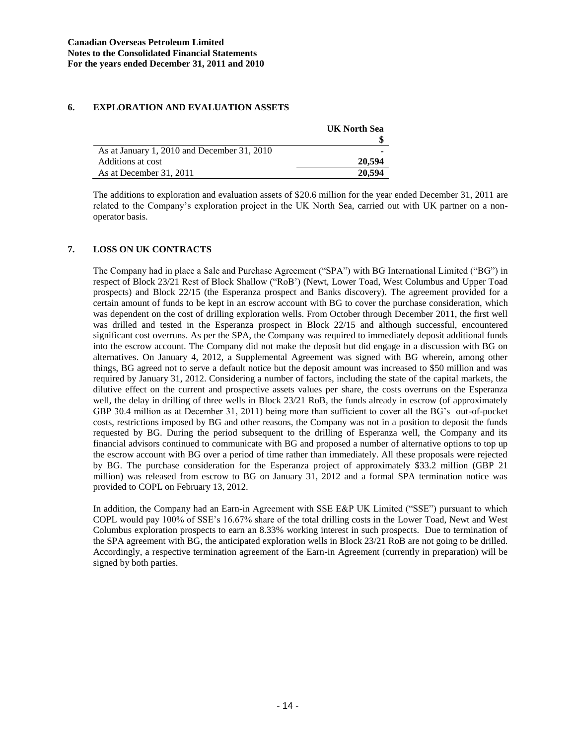## 6. EXPLORATION AND EVALUATION ASSETS

| | UK North Sea |
|---|---|
| | $ |
| As at January 1, 2010 and December 31, 2010 | - |
| Additions at cost | **20,594** |
| As at December 31, 2011 | **20,594** |

The additions to exploration and evaluation assets of $20.6 million for the year ended December 31, 2011 are related to the Company's exploration project in the UK North Sea, carried out with UK partner on a non-operator basis.

## 7. LOSS ON UK CONTRACTS

The Company had in place a Sale and Purchase Agreement ("SPA") with BG International Limited ("BG") in respect of Block 23/21 Rest of Block Shallow ("RoB') (Newt, Lower Toad, West Columbus and Upper Toad prospects) and Block 22/15 (the Esperanza prospect and Banks discovery). The agreement provided for a certain amount of funds to be kept in an escrow account with BG to cover the purchase consideration, which was dependent on the cost of drilling exploration wells. From October through December 2011, the first well was drilled and tested in the Esperanza prospect in Block 22/15 and although successful, encountered significant cost overruns. As per the SPA, the Company was required to immediately deposit additional funds into the escrow account. The Company did not make the deposit but did engage in a discussion with BG on alternatives. On January 4, 2012, a Supplemental Agreement was signed with BG wherein, among other things, BG agreed not to serve a default notice but the deposit amount was increased to $50 million and was required by January 31, 2012. Considering a number of factors, including the state of the capital markets, the dilutive effect on the current and prospective assets values per share, the costs overruns on the Esperanza well, the delay in drilling of three wells in Block 23/21 RoB, the funds already in escrow (of approximately GBP 30.4 million as at December 31, 2011) being more than sufficient to cover all the BG's out-of-pocket costs, restrictions imposed by BG and other reasons, the Company was not in a position to deposit the funds requested by BG. During the period subsequent to the drilling of Esperanza well, the Company and its financial advisors continued to communicate with BG and proposed a number of alternative options to top up the escrow account with BG over a period of time rather than immediately. All these proposals were rejected by BG. The purchase consideration for the Esperanza project of approximately $33.2 million (GBP 21 million) was released from escrow to BG on January 31, 2012 and a formal SPA termination notice was provided to COPL on February 13, 2012.

In addition, the Company had an Earn-in Agreement with SSE E&P UK Limited ("SSE") pursuant to which COPL would pay 100% of SSE's 16.67% share of the total drilling costs in the Lower Toad, Newt and West Columbus exploration prospects to earn an 8.33% working interest in such prospects. Due to termination of the SPA agreement with BG, the anticipated exploration wells in Block 23/21 RoB are not going to be drilled. Accordingly, a respective termination agreement of the Earn-in Agreement (currently in preparation) will be signed by both parties.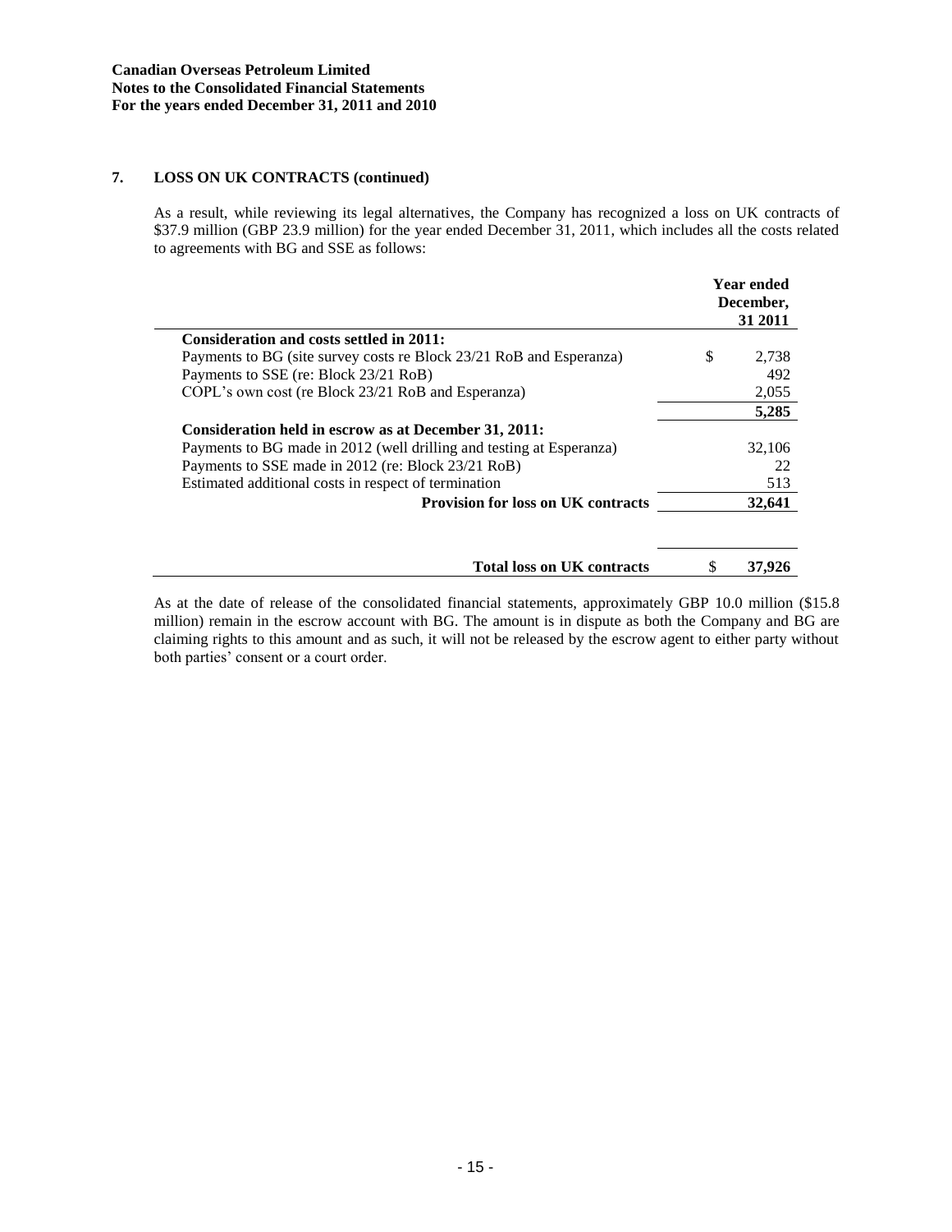## 7. LOSS ON UK CONTRACTS (continued)

As a result, while reviewing its legal alternatives, the Company has recognized a loss on UK contracts of \$37.9 million (GBP 23.9 million) for the year ended December 31, 2011, which includes all the costs related to agreements with BG and SSE as follows:

| | | Year ended December, 31 2011 |
|---|---|---|
| **Consideration and costs settled in 2011:** | | |
| Payments to BG (site survey costs re Block 23/21 RoB and Esperanza) | \$ | 2,738 |
| Payments to SSE (re: Block 23/21 RoB) | | 492 |
| COPL's own cost (re Block 23/21 RoB and Esperanza) | | 2,055 |
| | | **5,285** |
| **Consideration held in escrow as at December 31, 2011:** | | |
| Payments to BG made in 2012 (well drilling and testing at Esperanza) | | 32,106 |
| Payments to SSE made in 2012 (re: Block 23/21 RoB) | | 22 |
| Estimated additional costs in respect of termination | | 513 |
| **Provision for loss on UK contracts** | | **32,641** |
| **Total loss on UK contracts** | \$ | **37,926** |

As at the date of release of the consolidated financial statements, approximately GBP 10.0 million (\$15.8 million) remain in the escrow account with BG. The amount is in dispute as both the Company and BG are claiming rights to this amount and as such, it will not be released by the escrow agent to either party without both parties' consent or a court order.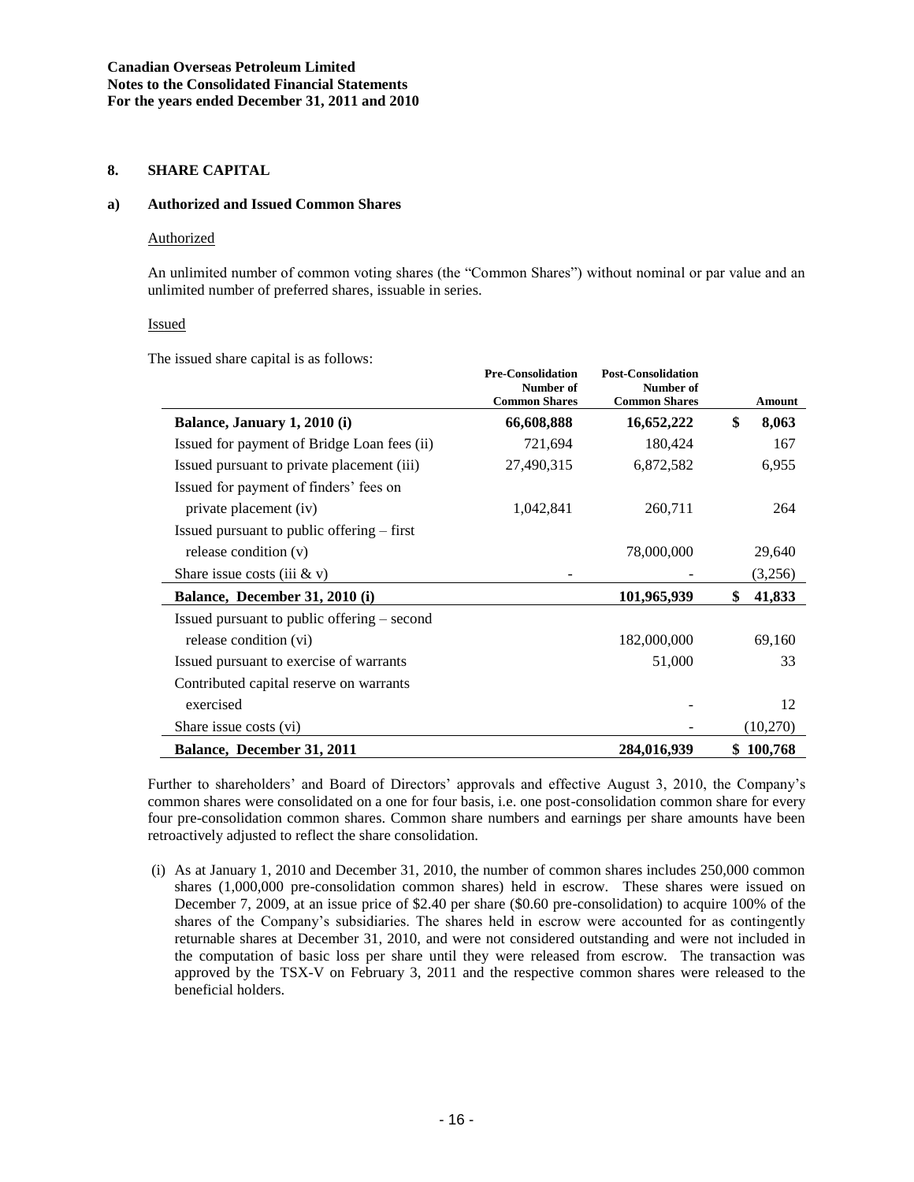**Canadian Overseas Petroleum Limited**
**Notes to the Consolidated Financial Statements**
**For the years ended December 31, 2011 and 2010**

## 8. SHARE CAPITAL

### a) Authorized and Issued Common Shares

Authorized

An unlimited number of common voting shares (the "Common Shares") without nominal or par value and an unlimited number of preferred shares, issuable in series.

Issued

The issued share capital is as follows:

| | Pre-Consolidation Number of Common Shares | Post-Consolidation Number of Common Shares | Amount |
|---|---|---|---|
| **Balance, January 1, 2010 (i)** | **66,608,888** | **16,652,222** | **$ 8,063** |
| Issued for payment of Bridge Loan fees (ii) | 721,694 | 180,424 | 167 |
| Issued pursuant to private placement (iii) | 27,490,315 | 6,872,582 | 6,955 |
| Issued for payment of finders' fees on private placement (iv) | 1,042,841 | 260,711 | 264 |
| Issued pursuant to public offering – first release condition (v) | | 78,000,000 | 29,640 |
| Share issue costs (iii & v) | - | - | (3,256) |
| **Balance, December 31, 2010 (i)** | | **101,965,939** | **$ 41,833** |
| Issued pursuant to public offering – second release condition (vi) | | 182,000,000 | 69,160 |
| Issued pursuant to exercise of warrants | | 51,000 | 33 |
| Contributed capital reserve on warrants exercised | | - | 12 |
| Share issue costs (vi) | | - | (10,270) |
| **Balance, December 31, 2011** | | **284,016,939** | **$ 100,768** |

Further to shareholders' and Board of Directors' approvals and effective August 3, 2010, the Company's common shares were consolidated on a one for four basis, i.e. one post-consolidation common share for every four pre-consolidation common shares. Common share numbers and earnings per share amounts have been retroactively adjusted to reflect the share consolidation.

(i) As at January 1, 2010 and December 31, 2010, the number of common shares includes 250,000 common shares (1,000,000 pre-consolidation common shares) held in escrow. These shares were issued on December 7, 2009, at an issue price of $2.40 per share ($0.60 pre-consolidation) to acquire 100% of the shares of the Company's subsidiaries. The shares held in escrow were accounted for as contingently returnable shares at December 31, 2010, and were not considered outstanding and were not included in the computation of basic loss per share until they were released from escrow. The transaction was approved by the TSX-V on February 3, 2011 and the respective common shares were released to the beneficial holders.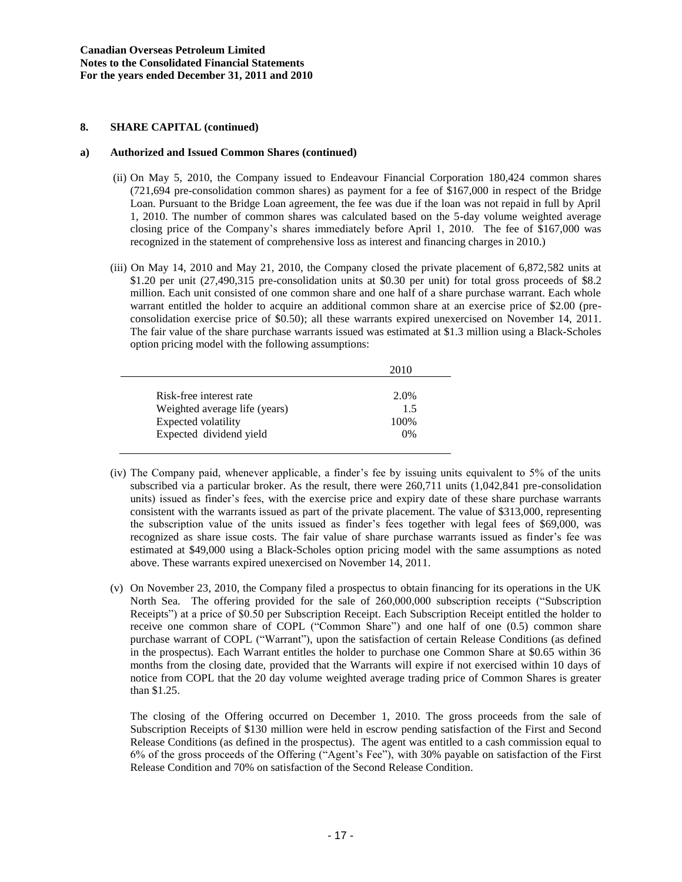**8. SHARE CAPITAL (continued)**

**a) Authorized and Issued Common Shares (continued)**

(ii) On May 5, 2010, the Company issued to Endeavour Financial Corporation 180,424 common shares (721,694 pre-consolidation common shares) as payment for a fee of $167,000 in respect of the Bridge Loan. Pursuant to the Bridge Loan agreement, the fee was due if the loan was not repaid in full by April 1, 2010. The number of common shares was calculated based on the 5-day volume weighted average closing price of the Company's shares immediately before April 1, 2010. The fee of $167,000 was recognized in the statement of comprehensive loss as interest and financing charges in 2010.)

(iii) On May 14, 2010 and May 21, 2010, the Company closed the private placement of 6,872,582 units at $1.20 per unit (27,490,315 pre-consolidation units at $0.30 per unit) for total gross proceeds of $8.2 million. Each unit consisted of one common share and one half of a share purchase warrant. Each whole warrant entitled the holder to acquire an additional common share at an exercise price of $2.00 (pre-consolidation exercise price of $0.50); all these warrants expired unexercised on November 14, 2011. The fair value of the share purchase warrants issued was estimated at $1.3 million using a Black-Scholes option pricing model with the following assumptions:

| | 2010 |
|---|---|
| Risk-free interest rate | 2.0% |
| Weighted average life (years) | 1.5 |
| Expected volatility | 100% |
| Expected dividend yield | 0% |

(iv) The Company paid, whenever applicable, a finder's fee by issuing units equivalent to 5% of the units subscribed via a particular broker. As the result, there were 260,711 units (1,042,841 pre-consolidation units) issued as finder's fees, with the exercise price and expiry date of these share purchase warrants consistent with the warrants issued as part of the private placement. The value of $313,000, representing the subscription value of the units issued as finder's fees together with legal fees of $69,000, was recognized as share issue costs. The fair value of share purchase warrants issued as finder's fee was estimated at $49,000 using a Black-Scholes option pricing model with the same assumptions as noted above. These warrants expired unexercised on November 14, 2011.

(v) On November 23, 2010, the Company filed a prospectus to obtain financing for its operations in the UK North Sea. The offering provided for the sale of 260,000,000 subscription receipts ("Subscription Receipts") at a price of $0.50 per Subscription Receipt. Each Subscription Receipt entitled the holder to receive one common share of COPL ("Common Share") and one half of one (0.5) common share purchase warrant of COPL ("Warrant"), upon the satisfaction of certain Release Conditions (as defined in the prospectus). Each Warrant entitles the holder to purchase one Common Share at $0.65 within 36 months from the closing date, provided that the Warrants will expire if not exercised within 10 days of notice from COPL that the 20 day volume weighted average trading price of Common Shares is greater than $1.25.

The closing of the Offering occurred on December 1, 2010. The gross proceeds from the sale of Subscription Receipts of $130 million were held in escrow pending satisfaction of the First and Second Release Conditions (as defined in the prospectus). The agent was entitled to a cash commission equal to 6% of the gross proceeds of the Offering ("Agent's Fee"), with 30% payable on satisfaction of the First Release Condition and 70% on satisfaction of the Second Release Condition.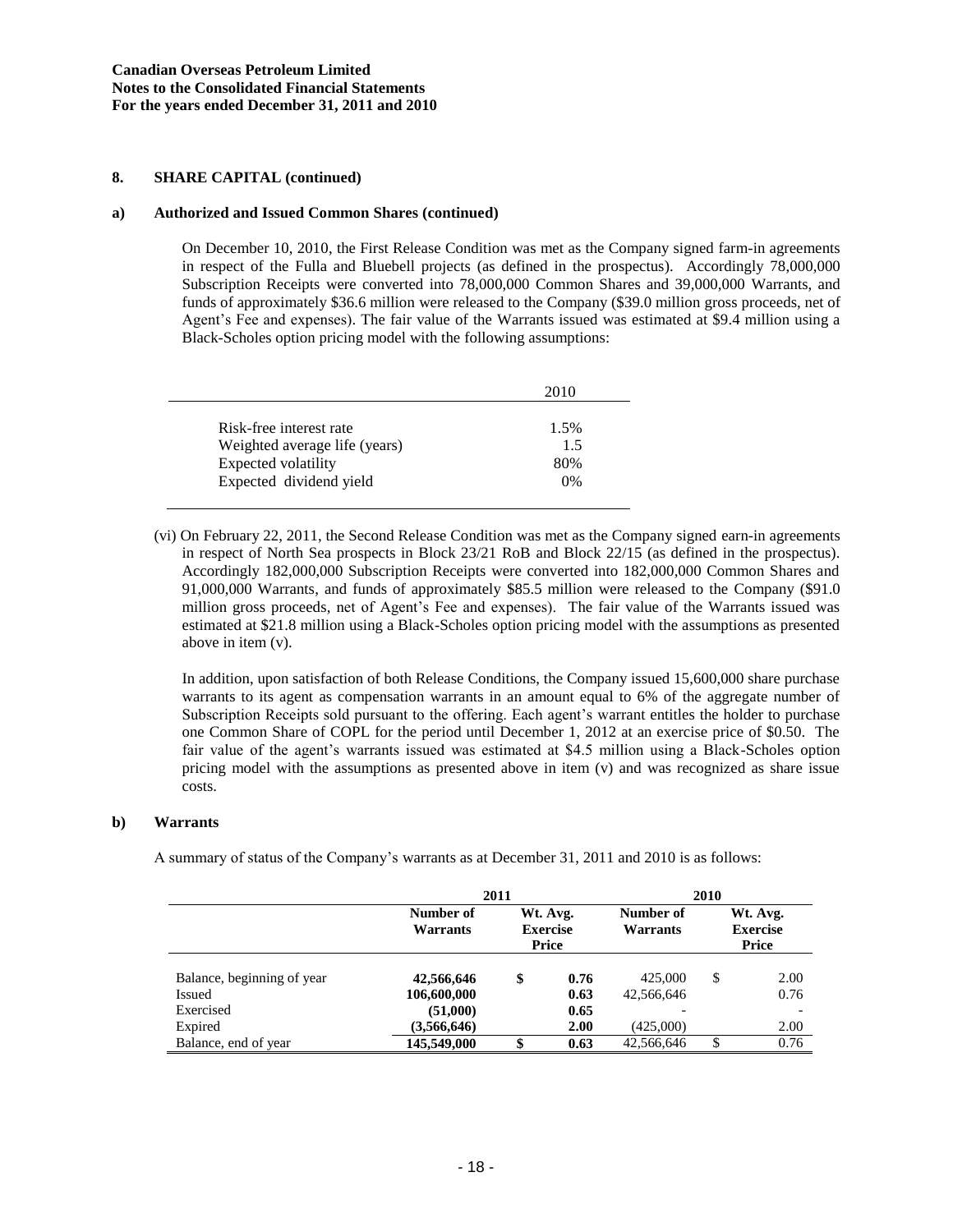**Canadian Overseas Petroleum Limited**
**Notes to the Consolidated Financial Statements**
**For the years ended December 31, 2011 and 2010**

## 8. SHARE CAPITAL (continued)

### a) Authorized and Issued Common Shares (continued)

On December 10, 2010, the First Release Condition was met as the Company signed farm-in agreements in respect of the Fulla and Bluebell projects (as defined in the prospectus). Accordingly 78,000,000 Subscription Receipts were converted into 78,000,000 Common Shares and 39,000,000 Warrants, and funds of approximately \$36.6 million were released to the Company (\$39.0 million gross proceeds, net of Agent's Fee and expenses). The fair value of the Warrants issued was estimated at \$9.4 million using a Black-Scholes option pricing model with the following assumptions:

| | 2010 |
|---|---|
| Risk-free interest rate | 1.5% |
| Weighted average life (years) | 1.5 |
| Expected volatility | 80% |
| Expected dividend yield | 0% |

(vi) On February 22, 2011, the Second Release Condition was met as the Company signed earn-in agreements in respect of North Sea prospects in Block 23/21 RoB and Block 22/15 (as defined in the prospectus). Accordingly 182,000,000 Subscription Receipts were converted into 182,000,000 Common Shares and 91,000,000 Warrants, and funds of approximately \$85.5 million were released to the Company (\$91.0 million gross proceeds, net of Agent's Fee and expenses). The fair value of the Warrants issued was estimated at \$21.8 million using a Black-Scholes option pricing model with the assumptions as presented above in item (v).

In addition, upon satisfaction of both Release Conditions, the Company issued 15,600,000 share purchase warrants to its agent as compensation warrants in an amount equal to 6% of the aggregate number of Subscription Receipts sold pursuant to the offering. Each agent's warrant entitles the holder to purchase one Common Share of COPL for the period until December 1, 2012 at an exercise price of \$0.50. The fair value of the agent's warrants issued was estimated at \$4.5 million using a Black-Scholes option pricing model with the assumptions as presented above in item (v) and was recognized as share issue costs.

### b) Warrants

A summary of status of the Company's warrants as at December 31, 2011 and 2010 is as follows:

| | 2011 | | 2010 | |
|---|---|---|---|---|
| | **Number of Warrants** | **Wt. Avg. Exercise Price** | **Number of Warrants** | **Wt. Avg. Exercise Price** |
| Balance, beginning of year | **42,566,646** | **\$ 0.76** | 425,000 | \$ 2.00 |
| Issued | **106,600,000** | **0.63** | 42,566,646 | 0.76 |
| Exercised | **(51,000)** | **0.65** | - | - |
| Expired | **(3,566,646)** | **2.00** | (425,000) | 2.00 |
| Balance, end of year | **145,549,000** | **\$ 0.63** | 42,566,646 | \$ 0.76 |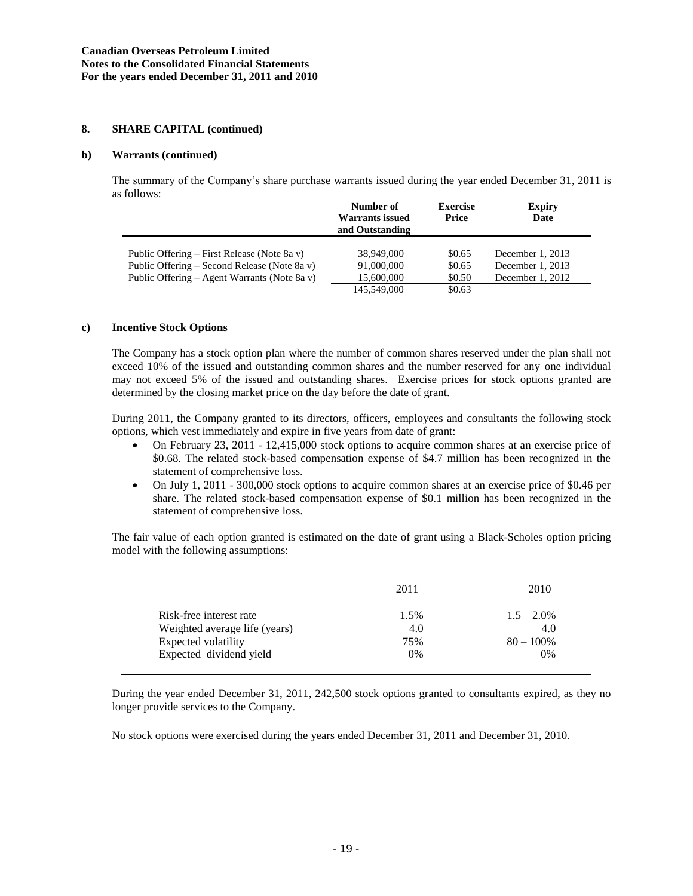**Canadian Overseas Petroleum Limited**
**Notes to the Consolidated Financial Statements**
**For the years ended December 31, 2011 and 2010**

## 8. SHARE CAPITAL (continued)

### b) Warrants (continued)

The summary of the Company's share purchase warrants issued during the year ended December 31, 2011 is as follows:

| | Number of Warrants issued and Outstanding | Exercise Price | Expiry Date |
|---|---|---|---|
| Public Offering – First Release (Note 8a v) | 38,949,000 | \$0.65 | December 1, 2013 |
| Public Offering – Second Release (Note 8a v) | 91,000,000 | \$0.65 | December 1, 2013 |
| Public Offering – Agent Warrants (Note 8a v) | 15,600,000 | \$0.50 | December 1, 2012 |
| | 145,549,000 | \$0.63 | |

### c) Incentive Stock Options

The Company has a stock option plan where the number of common shares reserved under the plan shall not exceed 10% of the issued and outstanding common shares and the number reserved for any one individual may not exceed 5% of the issued and outstanding shares. Exercise prices for stock options granted are determined by the closing market price on the day before the date of grant.

During 2011, the Company granted to its directors, officers, employees and consultants the following stock options, which vest immediately and expire in five years from date of grant:

- On February 23, 2011 - 12,415,000 stock options to acquire common shares at an exercise price of \$0.68. The related stock-based compensation expense of \$4.7 million has been recognized in the statement of comprehensive loss.
- On July 1, 2011 - 300,000 stock options to acquire common shares at an exercise price of \$0.46 per share. The related stock-based compensation expense of \$0.1 million has been recognized in the statement of comprehensive loss.

The fair value of each option granted is estimated on the date of grant using a Black-Scholes option pricing model with the following assumptions:

| | 2011 | 2010 |
|---|---|---|
| Risk-free interest rate | 1.5% | 1.5 – 2.0% |
| Weighted average life (years) | 4.0 | 4.0 |
| Expected volatility | 75% | 80 – 100% |
| Expected dividend yield | 0% | 0% |

During the year ended December 31, 2011, 242,500 stock options granted to consultants expired, as they no longer provide services to the Company.

No stock options were exercised during the years ended December 31, 2011 and December 31, 2010.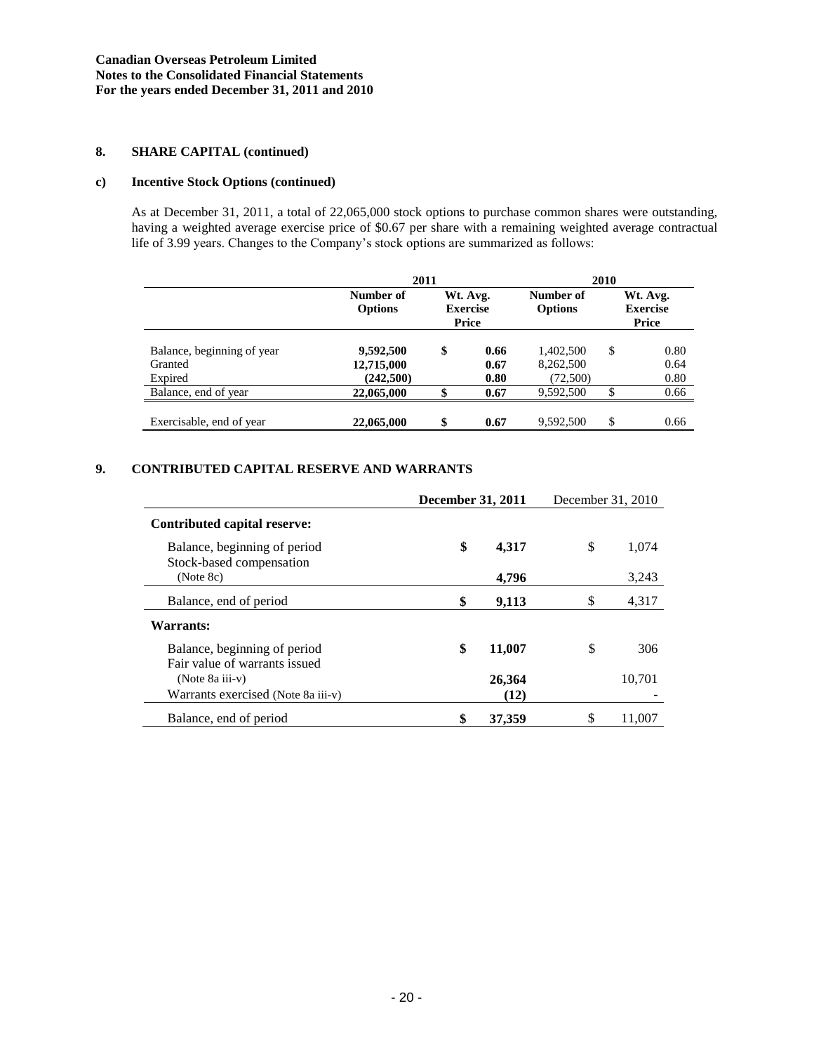## 8. SHARE CAPITAL (continued)

### c) Incentive Stock Options (continued)

As at December 31, 2011, a total of 22,065,000 stock options to purchase common shares were outstanding, having a weighted average exercise price of $0.67 per share with a remaining weighted average contractual life of 3.99 years. Changes to the Company's stock options are summarized as follows:

| | 2011 | | 2010 | |
|---|---|---|---|---|
| | **Number of Options** | **Wt. Avg. Exercise Price** | **Number of Options** | **Wt. Avg. Exercise Price** |
| Balance, beginning of year | **9,592,500** | **$ 0.66** | 1,402,500 | $ 0.80 |
| Granted | **12,715,000** | **0.67** | 8,262,500 | 0.64 |
| Expired | **(242,500)** | **0.80** | (72,500) | 0.80 |
| Balance, end of year | **22,065,000** | **$ 0.67** | 9,592,500 | $ 0.66 |
| Exercisable, end of year | **22,065,000** | **$ 0.67** | 9,592,500 | $ 0.66 |

## 9. CONTRIBUTED CAPITAL RESERVE AND WARRANTS

| | **December 31, 2011** | December 31, 2010 |
|---|---|---|
| **Contributed capital reserve:** | | |
| Balance, beginning of period | **$ 4,317** | $ 1,074 |
| Stock-based compensation (Note 8c) | **4,796** | 3,243 |
| Balance, end of period | **$ 9,113** | $ 4,317 |
| **Warrants:** | | |
| Balance, beginning of period | **$ 11,007** | $ 306 |
| Fair value of warrants issued (Note 8a iii-v) | **26,364** | 10,701 |
| Warrants exercised (Note 8a iii-v) | **(12)** | - |
| Balance, end of period | **$ 37,359** | $ 11,007 |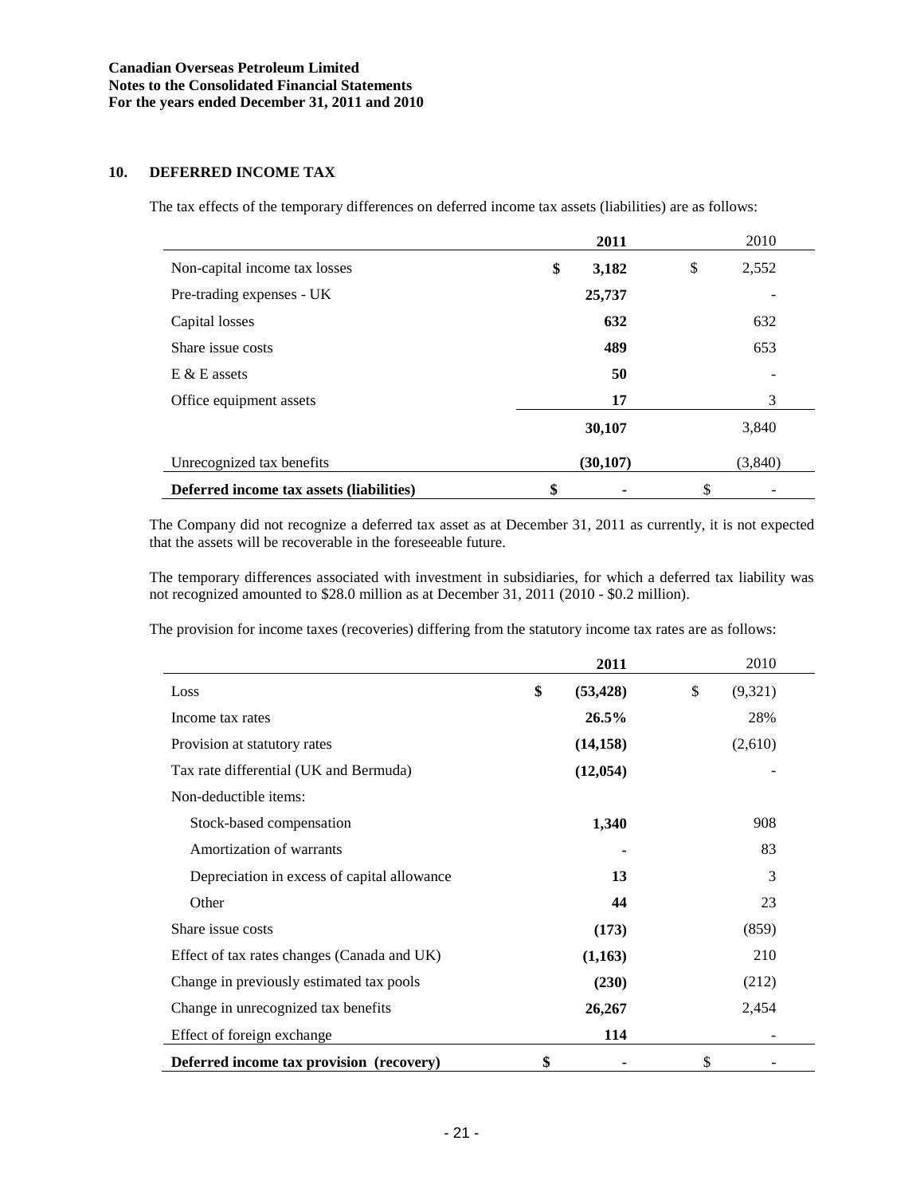## 10. DEFERRED INCOME TAX

The tax effects of the temporary differences on deferred income tax assets (liabilities) are as follows:

| | **2011** | 2010 |
|---|---|---|
| Non-capital income tax losses | **$ 3,182** | $ 2,552 |
| Pre-trading expenses - UK | **25,737** | - |
| Capital losses | **632** | 632 |
| Share issue costs | **489** | 653 |
| E & E assets | **50** | - |
| Office equipment assets | **17** | 3 |
| | **30,107** | 3,840 |
| Unrecognized tax benefits | **(30,107)** | (3,840) |
| **Deferred income tax assets (liabilities)** | **$ -** | $ - |

The Company did not recognize a deferred tax asset as at December 31, 2011 as currently, it is not expected that the assets will be recoverable in the foreseeable future.

The temporary differences associated with investment in subsidiaries, for which a deferred tax liability was not recognized amounted to $28.0 million as at December 31, 2011 (2010 - $0.2 million).

The provision for income taxes (recoveries) differing from the statutory income tax rates are as follows:

| | **2011** | 2010 |
|---|---|---|
| Loss | **$ (53,428)** | $ (9,321) |
| Income tax rates | **26.5%** | 28% |
| Provision at statutory rates | **(14,158)** | (2,610) |
| Tax rate differential (UK and Bermuda) | **(12,054)** | - |
| Non-deductible items: | | |
| Stock-based compensation | **1,340** | 908 |
| Amortization of warrants | **-** | 83 |
| Depreciation in excess of capital allowance | **13** | 3 |
| Other | **44** | 23 |
| Share issue costs | **(173)** | (859) |
| Effect of tax rates changes (Canada and UK) | **(1,163)** | 210 |
| Change in previously estimated tax pools | **(230)** | (212) |
| Change in unrecognized tax benefits | **26,267** | 2,454 |
| Effect of foreign exchange | **114** | - |
| **Deferred income tax provision (recovery)** | **$ -** | $ - |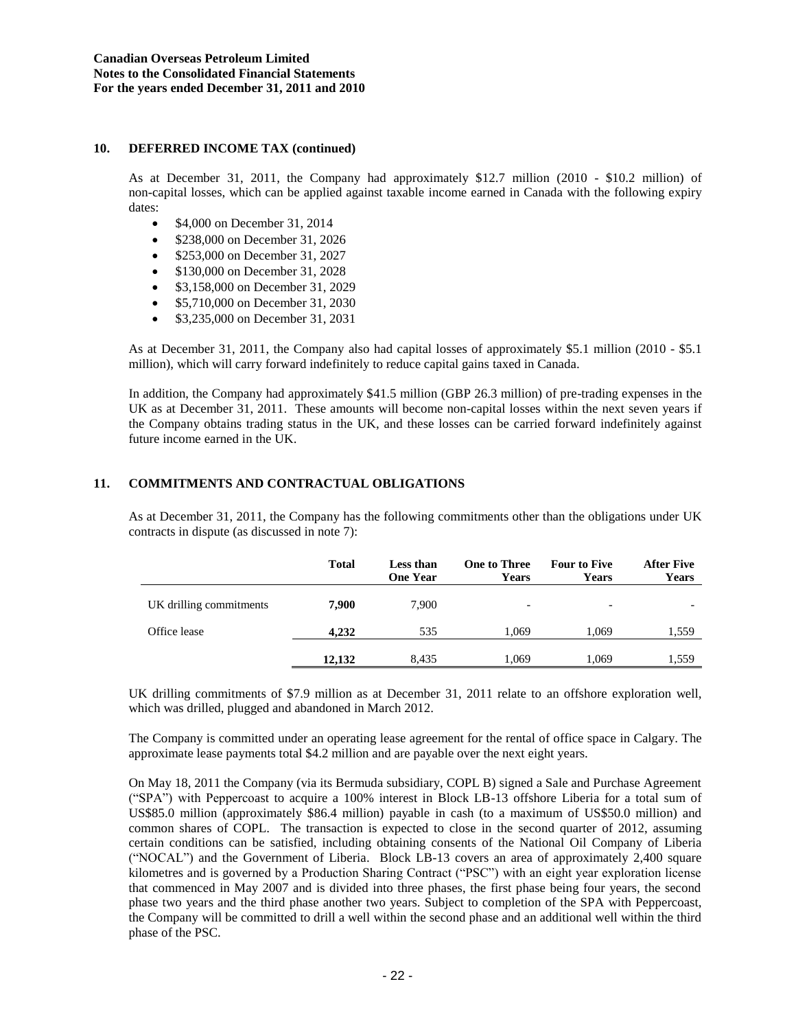## 10. DEFERRED INCOME TAX (continued)

As at December 31, 2011, the Company had approximately $12.7 million (2010 - $10.2 million) of non-capital losses, which can be applied against taxable income earned in Canada with the following expiry dates:

- $4,000 on December 31, 2014
- $238,000 on December 31, 2026
- $253,000 on December 31, 2027
- $130,000 on December 31, 2028
- $3,158,000 on December 31, 2029
- $5,710,000 on December 31, 2030
- $3,235,000 on December 31, 2031

As at December 31, 2011, the Company also had capital losses of approximately $5.1 million (2010 - $5.1 million), which will carry forward indefinitely to reduce capital gains taxed in Canada.

In addition, the Company had approximately $41.5 million (GBP 26.3 million) of pre-trading expenses in the UK as at December 31, 2011. These amounts will become non-capital losses within the next seven years if the Company obtains trading status in the UK, and these losses can be carried forward indefinitely against future income earned in the UK.

## 11. COMMITMENTS AND CONTRACTUAL OBLIGATIONS

As at December 31, 2011, the Company has the following commitments other than the obligations under UK contracts in dispute (as discussed in note 7):

| | Total | Less than One Year | One to Three Years | Four to Five Years | After Five Years |
|---|---|---|---|---|---|
| UK drilling commitments | **7,900** | 7,900 | - | - | - |
| Office lease | **4,232** | 535 | 1,069 | 1,069 | 1,559 |
| | **12,132** | 8,435 | 1,069 | 1,069 | 1,559 |

UK drilling commitments of $7.9 million as at December 31, 2011 relate to an offshore exploration well, which was drilled, plugged and abandoned in March 2012.

The Company is committed under an operating lease agreement for the rental of office space in Calgary. The approximate lease payments total $4.2 million and are payable over the next eight years.

On May 18, 2011 the Company (via its Bermuda subsidiary, COPL B) signed a Sale and Purchase Agreement ("SPA") with Peppercoast to acquire a 100% interest in Block LB-13 offshore Liberia for a total sum of US$85.0 million (approximately $86.4 million) payable in cash (to a maximum of US$50.0 million) and common shares of COPL. The transaction is expected to close in the second quarter of 2012, assuming certain conditions can be satisfied, including obtaining consents of the National Oil Company of Liberia ("NOCAL") and the Government of Liberia. Block LB-13 covers an area of approximately 2,400 square kilometres and is governed by a Production Sharing Contract ("PSC") with an eight year exploration license that commenced in May 2007 and is divided into three phases, the first phase being four years, the second phase two years and the third phase another two years. Subject to completion of the SPA with Peppercoast, the Company will be committed to drill a well within the second phase and an additional well within the third phase of the PSC.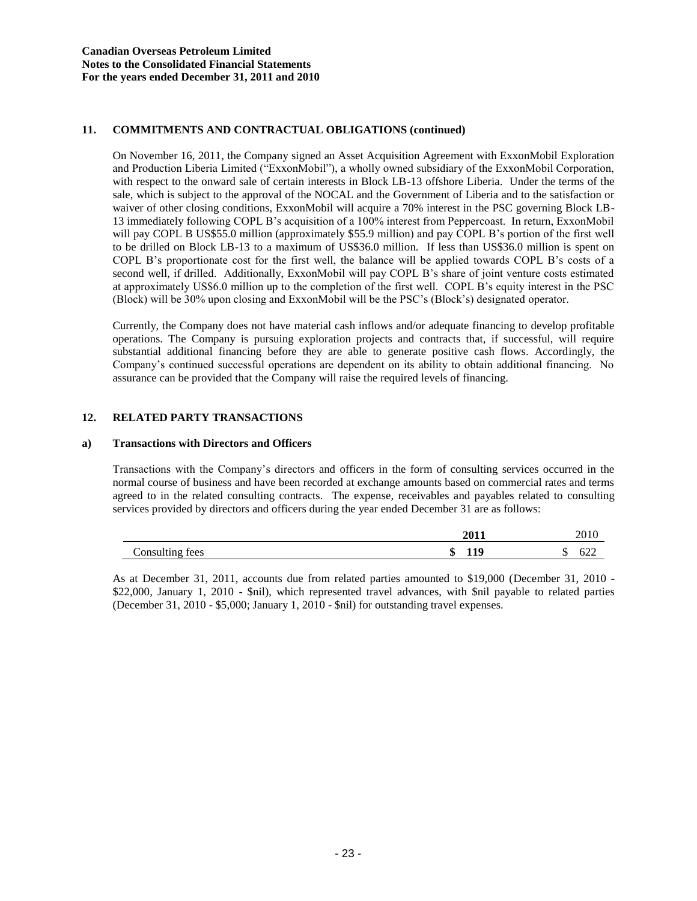## 11. COMMITMENTS AND CONTRACTUAL OBLIGATIONS (continued)

On November 16, 2011, the Company signed an Asset Acquisition Agreement with ExxonMobil Exploration and Production Liberia Limited ("ExxonMobil"), a wholly owned subsidiary of the ExxonMobil Corporation, with respect to the onward sale of certain interests in Block LB-13 offshore Liberia. Under the terms of the sale, which is subject to the approval of the NOCAL and the Government of Liberia and to the satisfaction or waiver of other closing conditions, ExxonMobil will acquire a 70% interest in the PSC governing Block LB-13 immediately following COPL B's acquisition of a 100% interest from Peppercoast. In return, ExxonMobil will pay COPL B US$55.0 million (approximately $55.9 million) and pay COPL B's portion of the first well to be drilled on Block LB-13 to a maximum of US$36.0 million. If less than US$36.0 million is spent on COPL B's proportionate cost for the first well, the balance will be applied towards COPL B's costs of a second well, if drilled. Additionally, ExxonMobil will pay COPL B's share of joint venture costs estimated at approximately US$6.0 million up to the completion of the first well. COPL B's equity interest in the PSC (Block) will be 30% upon closing and ExxonMobil will be the PSC's (Block's) designated operator.

Currently, the Company does not have material cash inflows and/or adequate financing to develop profitable operations. The Company is pursuing exploration projects and contracts that, if successful, will require substantial additional financing before they are able to generate positive cash flows. Accordingly, the Company's continued successful operations are dependent on its ability to obtain additional financing. No assurance can be provided that the Company will raise the required levels of financing.

## 12. RELATED PARTY TRANSACTIONS

### a) Transactions with Directors and Officers

Transactions with the Company's directors and officers in the form of consulting services occurred in the normal course of business and have been recorded at exchange amounts based on commercial rates and terms agreed to in the related consulting contracts. The expense, receivables and payables related to consulting services provided by directors and officers during the year ended December 31 are as follows:

| | **2011** | 2010 |
|---|---|---|
| Consulting fees | **$ 119** | $ 622 |

As at December 31, 2011, accounts due from related parties amounted to $19,000 (December 31, 2010 - $22,000, January 1, 2010 - $nil), which represented travel advances, with $nil payable to related parties (December 31, 2010 - $5,000; January 1, 2010 - $nil) for outstanding travel expenses.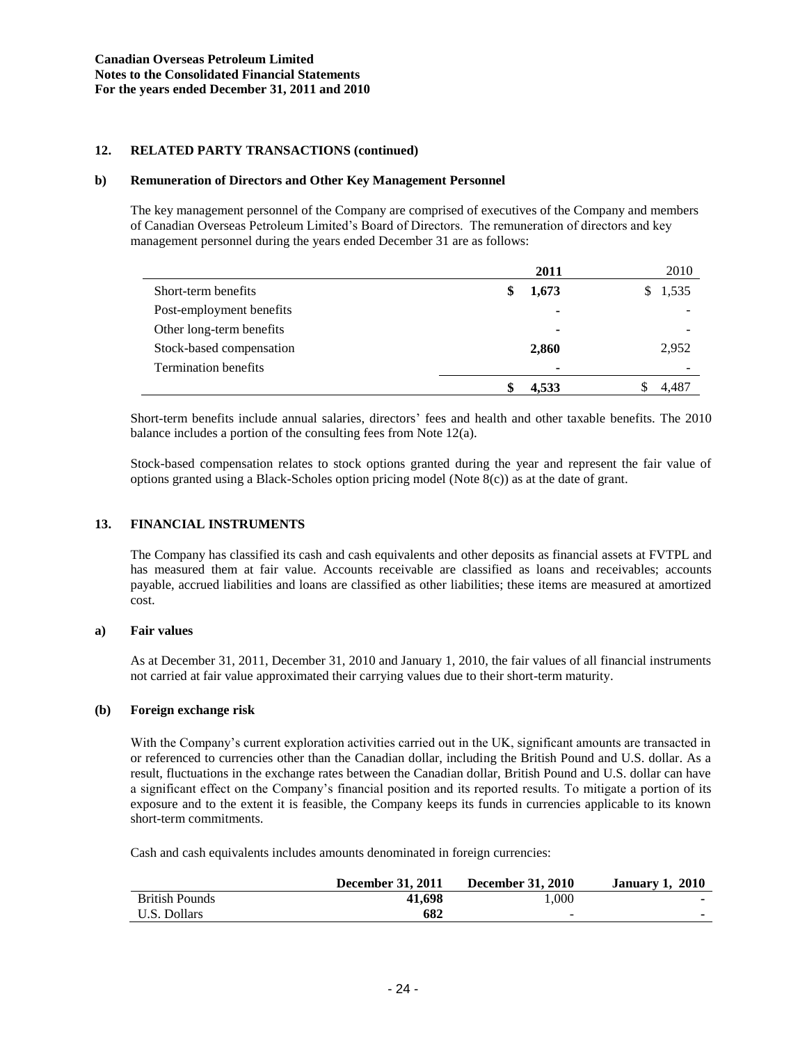**Canadian Overseas Petroleum Limited**
**Notes to the Consolidated Financial Statements**
**For the years ended December 31, 2011 and 2010**

## 12. RELATED PARTY TRANSACTIONS (continued)

### b) Remuneration of Directors and Other Key Management Personnel

The key management personnel of the Company are comprised of executives of the Company and members of Canadian Overseas Petroleum Limited's Board of Directors. The remuneration of directors and key management personnel during the years ended December 31 are as follows:

| | **2011** | 2010 |
|---|---|---|
| Short-term benefits | **$ 1,673** | $ 1,535 |
| Post-employment benefits | **-** | - |
| Other long-term benefits | **-** | - |
| Stock-based compensation | **2,860** | 2,952 |
| Termination benefits | **-** | - |
| | **$ 4,533** | $ 4,487 |

Short-term benefits include annual salaries, directors' fees and health and other taxable benefits. The 2010 balance includes a portion of the consulting fees from Note 12(a).

Stock-based compensation relates to stock options granted during the year and represent the fair value of options granted using a Black-Scholes option pricing model (Note 8(c)) as at the date of grant.

## 13. FINANCIAL INSTRUMENTS

The Company has classified its cash and cash equivalents and other deposits as financial assets at FVTPL and has measured them at fair value. Accounts receivable are classified as loans and receivables; accounts payable, accrued liabilities and loans are classified as other liabilities; these items are measured at amortized cost.

### a) Fair values

As at December 31, 2011, December 31, 2010 and January 1, 2010, the fair values of all financial instruments not carried at fair value approximated their carrying values due to their short-term maturity.

### (b) Foreign exchange risk

With the Company's current exploration activities carried out in the UK, significant amounts are transacted in or referenced to currencies other than the Canadian dollar, including the British Pound and U.S. dollar. As a result, fluctuations in the exchange rates between the Canadian dollar, British Pound and U.S. dollar can have a significant effect on the Company's financial position and its reported results. To mitigate a portion of its exposure and to the extent it is feasible, the Company keeps its funds in currencies applicable to its known short-term commitments.

Cash and cash equivalents includes amounts denominated in foreign currencies:

| | **December 31, 2011** | **December 31, 2010** | **January 1, 2010** |
|---|---|---|---|
| British Pounds | **41,698** | 1,000 | - |
| U.S. Dollars | **682** | - | - |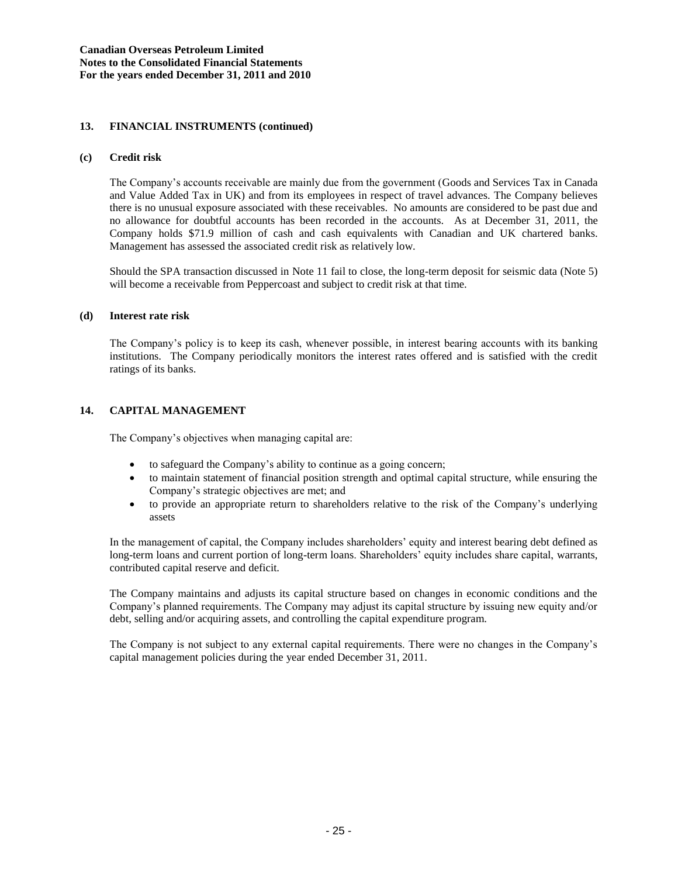## 13. FINANCIAL INSTRUMENTS (continued)

### (c) Credit risk

The Company's accounts receivable are mainly due from the government (Goods and Services Tax in Canada and Value Added Tax in UK) and from its employees in respect of travel advances. The Company believes there is no unusual exposure associated with these receivables. No amounts are considered to be past due and no allowance for doubtful accounts has been recorded in the accounts. As at December 31, 2011, the Company holds $71.9 million of cash and cash equivalents with Canadian and UK chartered banks. Management has assessed the associated credit risk as relatively low.

Should the SPA transaction discussed in Note 11 fail to close, the long-term deposit for seismic data (Note 5) will become a receivable from Peppercoast and subject to credit risk at that time.

### (d) Interest rate risk

The Company's policy is to keep its cash, whenever possible, in interest bearing accounts with its banking institutions. The Company periodically monitors the interest rates offered and is satisfied with the credit ratings of its banks.

## 14. CAPITAL MANAGEMENT

The Company's objectives when managing capital are:

- to safeguard the Company's ability to continue as a going concern;
- to maintain statement of financial position strength and optimal capital structure, while ensuring the Company's strategic objectives are met; and
- to provide an appropriate return to shareholders relative to the risk of the Company's underlying assets

In the management of capital, the Company includes shareholders' equity and interest bearing debt defined as long-term loans and current portion of long-term loans. Shareholders' equity includes share capital, warrants, contributed capital reserve and deficit.

The Company maintains and adjusts its capital structure based on changes in economic conditions and the Company's planned requirements. The Company may adjust its capital structure by issuing new equity and/or debt, selling and/or acquiring assets, and controlling the capital expenditure program.

The Company is not subject to any external capital requirements. There were no changes in the Company's capital management policies during the year ended December 31, 2011.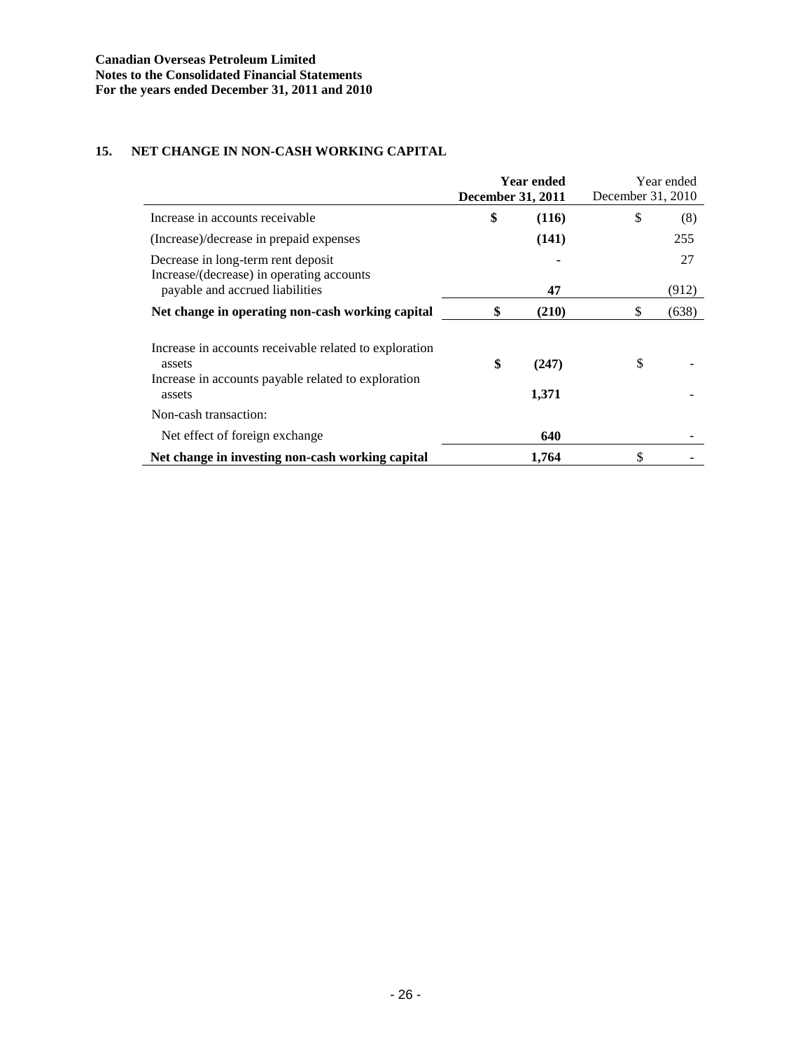Canadian Overseas Petroleum Limited
Notes to the Consolidated Financial Statements
For the years ended December 31, 2011 and 2010

## 15. NET CHANGE IN NON-CASH WORKING CAPITAL

| | Year ended December 31, 2011 | Year ended December 31, 2010 |
|---|---|---|
| Increase in accounts receivable | $ (116) | $ (8) |
| (Increase)/decrease in prepaid expenses | (141) | 255 |
| Decrease in long-term rent deposit | - | 27 |
| Increase/(decrease) in operating accounts payable and accrued liabilities | 47 | (912) |
| **Net change in operating non-cash working capital** | $ (210) | $ (638) |
| Increase in accounts receivable related to exploration assets | $ (247) | $ - |
| Increase in accounts payable related to exploration assets | 1,371 | - |
| Non-cash transaction: | | |
| Net effect of foreign exchange | 640 | - |
| **Net change in investing non-cash working capital** | 1,764 | $ - |